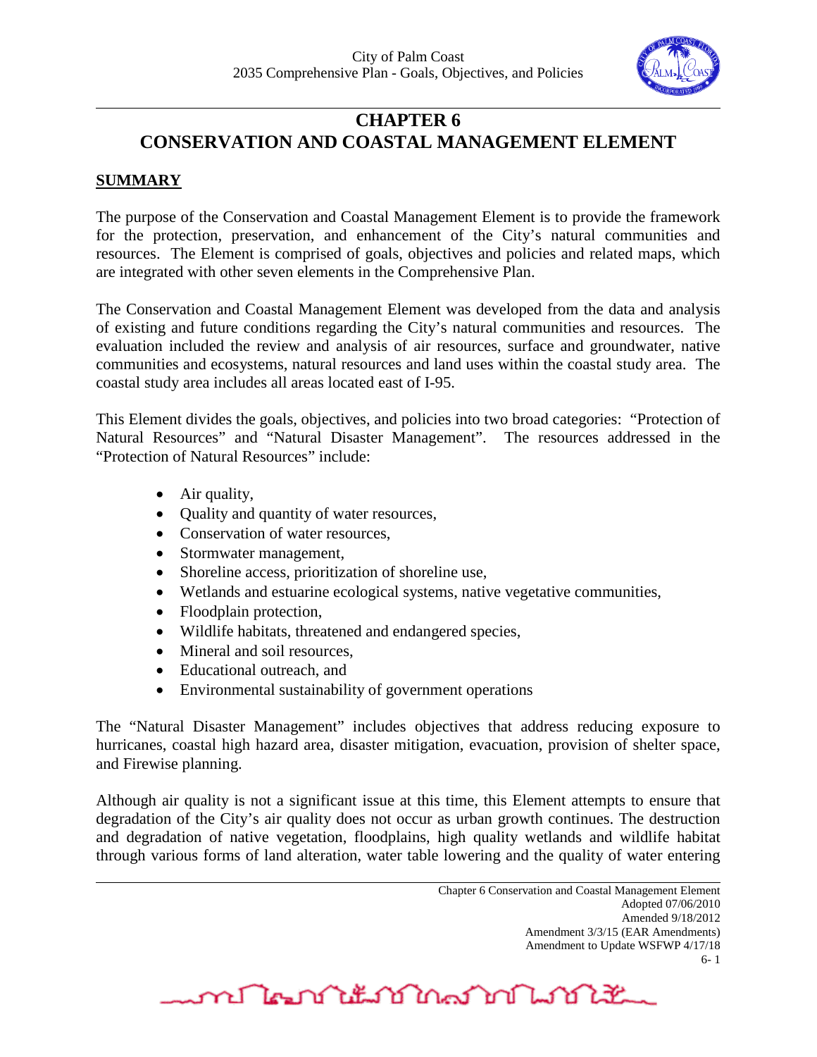# CHAPTER 6
# CONSERVATION AND COASTAL MANAGEMENT ELEMENT

## SUMMARY

The purpose of the Conservation and Coastal Management Element is to provide the framework for the protection, preservation, and enhancement of the City's natural communities and resources. The Element is comprised of goals, objectives and policies and related maps, which are integrated with other seven elements in the Comprehensive Plan.

The Conservation and Coastal Management Element was developed from the data and analysis of existing and future conditions regarding the City's natural communities and resources. The evaluation included the review and analysis of air resources, surface and groundwater, native communities and ecosystems, natural resources and land uses within the coastal study area. The coastal study area includes all areas located east of I-95.

This Element divides the goals, objectives, and policies into two broad categories: "Protection of Natural Resources" and "Natural Disaster Management". The resources addressed in the "Protection of Natural Resources" include:

- Air quality,
- Quality and quantity of water resources,
- Conservation of water resources,
- Stormwater management,
- Shoreline access, prioritization of shoreline use,
- Wetlands and estuarine ecological systems, native vegetative communities,
- Floodplain protection,
- Wildlife habitats, threatened and endangered species,
- Mineral and soil resources,
- Educational outreach, and
- Environmental sustainability of government operations

The "Natural Disaster Management" includes objectives that address reducing exposure to hurricanes, coastal high hazard area, disaster mitigation, evacuation, provision of shelter space, and Firewise planning.

Although air quality is not a significant issue at this time, this Element attempts to ensure that degradation of the City's air quality does not occur as urban growth continues. The destruction and degradation of native vegetation, floodplains, high quality wetlands and wildlife habitat through various forms of land alteration, water table lowering and the quality of water entering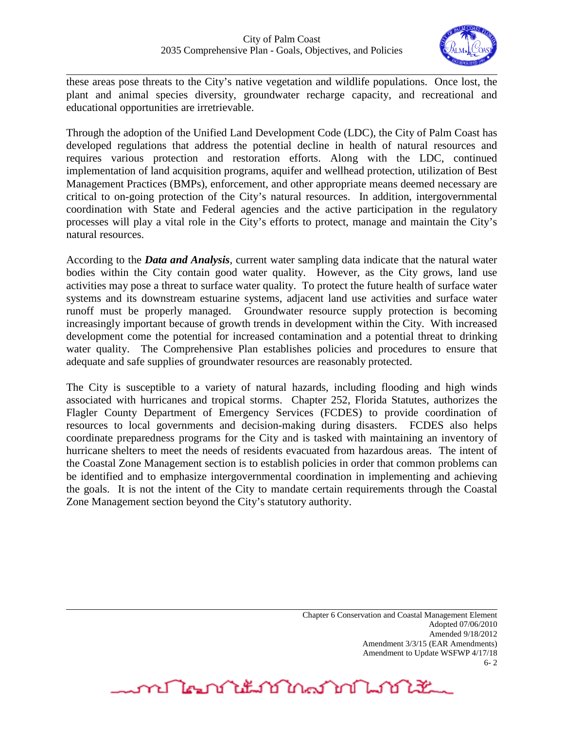these areas pose threats to the City's native vegetation and wildlife populations. Once lost, the plant and animal species diversity, groundwater recharge capacity, and recreational and educational opportunities are irretrievable.

Through the adoption of the Unified Land Development Code (LDC), the City of Palm Coast has developed regulations that address the potential decline in health of natural resources and requires various protection and restoration efforts. Along with the LDC, continued implementation of land acquisition programs, aquifer and wellhead protection, utilization of Best Management Practices (BMPs), enforcement, and other appropriate means deemed necessary are critical to on-going protection of the City's natural resources. In addition, intergovernmental coordination with State and Federal agencies and the active participation in the regulatory processes will play a vital role in the City's efforts to protect, manage and maintain the City's natural resources.

According to the ***Data and Analysis***, current water sampling data indicate that the natural water bodies within the City contain good water quality. However, as the City grows, land use activities may pose a threat to surface water quality. To protect the future health of surface water systems and its downstream estuarine systems, adjacent land use activities and surface water runoff must be properly managed. Groundwater resource supply protection is becoming increasingly important because of growth trends in development within the City. With increased development come the potential for increased contamination and a potential threat to drinking water quality. The Comprehensive Plan establishes policies and procedures to ensure that adequate and safe supplies of groundwater resources are reasonably protected.

The City is susceptible to a variety of natural hazards, including flooding and high winds associated with hurricanes and tropical storms. Chapter 252, Florida Statutes, authorizes the Flagler County Department of Emergency Services (FCDES) to provide coordination of resources to local governments and decision-making during disasters. FCDES also helps coordinate preparedness programs for the City and is tasked with maintaining an inventory of hurricane shelters to meet the needs of residents evacuated from hazardous areas. The intent of the Coastal Zone Management section is to establish policies in order that common problems can be identified and to emphasize intergovernmental coordination in implementing and achieving the goals. It is not the intent of the City to mandate certain requirements through the Coastal Zone Management section beyond the City's statutory authority.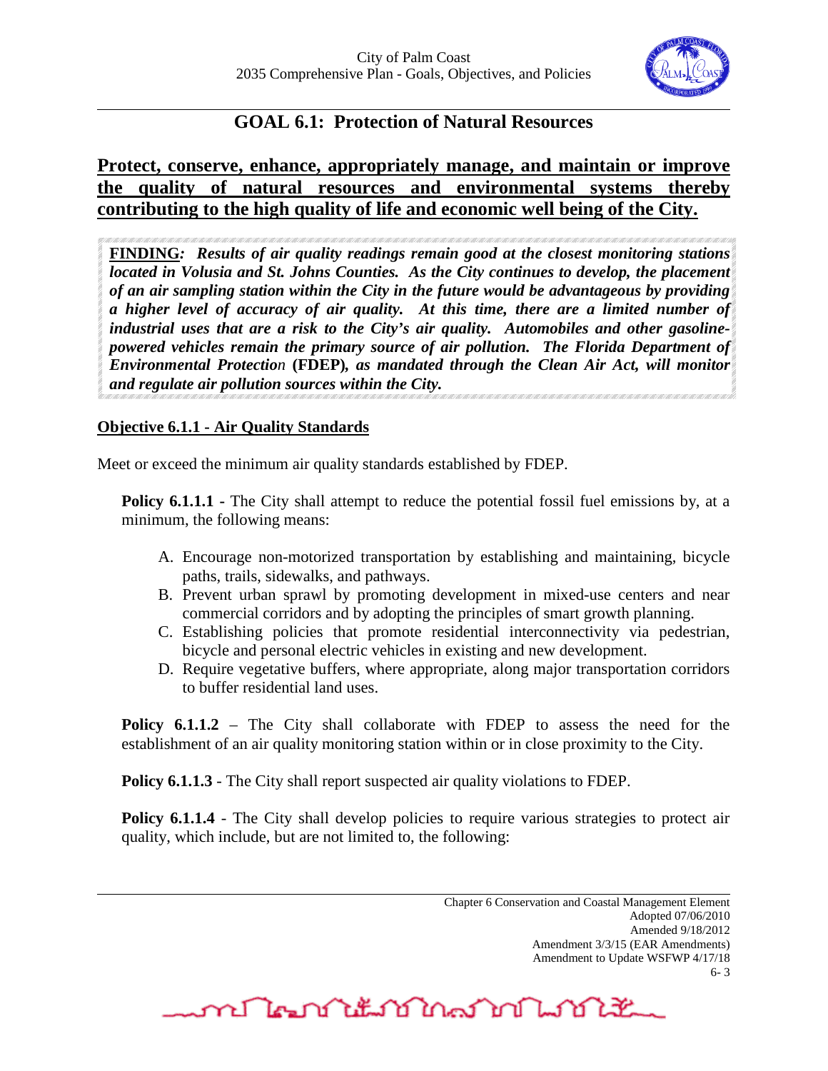## GOAL 6.1: Protection of Natural Resources

**Protect, conserve, enhance, appropriately manage, and maintain or improve the quality of natural resources and environmental systems thereby contributing to the high quality of life and economic well being of the City.**

**FINDING***: Results of air quality readings remain good at the closest monitoring stations located in Volusia and St. Johns Counties. As the City continues to develop, the placement of an air sampling station within the City in the future would be advantageous by providing a higher level of accuracy of air quality. At this time, there are a limited number of industrial uses that are a risk to the City's air quality. Automobiles and other gasoline-powered vehicles remain the primary source of air pollution. The Florida Department of Environmental Protection* **(FDEP)***, as mandated through the Clean Air Act, will monitor and regulate air pollution sources within the City.*

### Objective 6.1.1 - Air Quality Standards

Meet or exceed the minimum air quality standards established by FDEP.

**Policy 6.1.1.1 -** The City shall attempt to reduce the potential fossil fuel emissions by, at a minimum, the following means:

A. Encourage non-motorized transportation by establishing and maintaining, bicycle paths, trails, sidewalks, and pathways.
B. Prevent urban sprawl by promoting development in mixed-use centers and near commercial corridors and by adopting the principles of smart growth planning.
C. Establishing policies that promote residential interconnectivity via pedestrian, bicycle and personal electric vehicles in existing and new development.
D. Require vegetative buffers, where appropriate, along major transportation corridors to buffer residential land uses.

**Policy 6.1.1.2** – The City shall collaborate with FDEP to assess the need for the establishment of an air quality monitoring station within or in close proximity to the City.

**Policy 6.1.1.3** - The City shall report suspected air quality violations to FDEP.

**Policy 6.1.1.4** - The City shall develop policies to require various strategies to protect air quality, which include, but are not limited to, the following: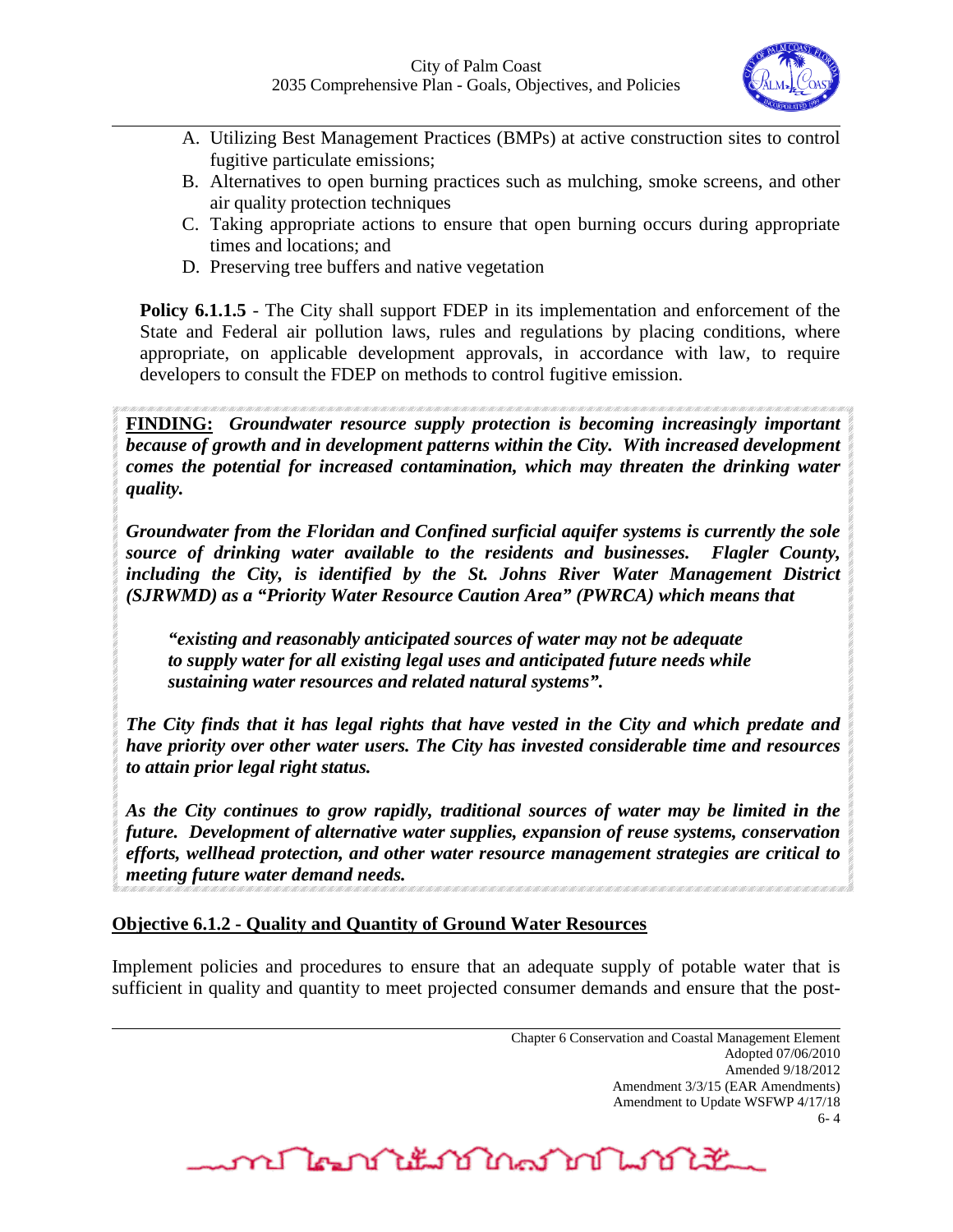A. Utilizing Best Management Practices (BMPs) at active construction sites to control fugitive particulate emissions;
B. Alternatives to open burning practices such as mulching, smoke screens, and other air quality protection techniques
C. Taking appropriate actions to ensure that open burning occurs during appropriate times and locations; and
D. Preserving tree buffers and native vegetation

**Policy 6.1.1.5** - The City shall support FDEP in its implementation and enforcement of the State and Federal air pollution laws, rules and regulations by placing conditions, where appropriate, on applicable development approvals, in accordance with law, to require developers to consult the FDEP on methods to control fugitive emission.

**FINDING:** ***Groundwater resource supply protection is becoming increasingly important because of growth and in development patterns within the City. With increased development comes the potential for increased contamination, which may threaten the drinking water quality.***

***Groundwater from the Floridan and Confined surficial aquifer systems is currently the sole source of drinking water available to the residents and businesses. Flagler County, including the City, is identified by the St. Johns River Water Management District (SJRWMD) as a "Priority Water Resource Caution Area" (PWRCA) which means that***

> ***"existing and reasonably anticipated sources of water may not be adequate to supply water for all existing legal uses and anticipated future needs while sustaining water resources and related natural systems".***

***The City finds that it has legal rights that have vested in the City and which predate and have priority over other water users. The City has invested considerable time and resources to attain prior legal right status.***

***As the City continues to grow rapidly, traditional sources of water may be limited in the future. Development of alternative water supplies, expansion of reuse systems, conservation efforts, wellhead protection, and other water resource management strategies are critical to meeting future water demand needs.***

## Objective 6.1.2 - Quality and Quantity of Ground Water Resources

Implement policies and procedures to ensure that an adequate supply of potable water that is sufficient in quality and quantity to meet projected consumer demands and ensure that the post-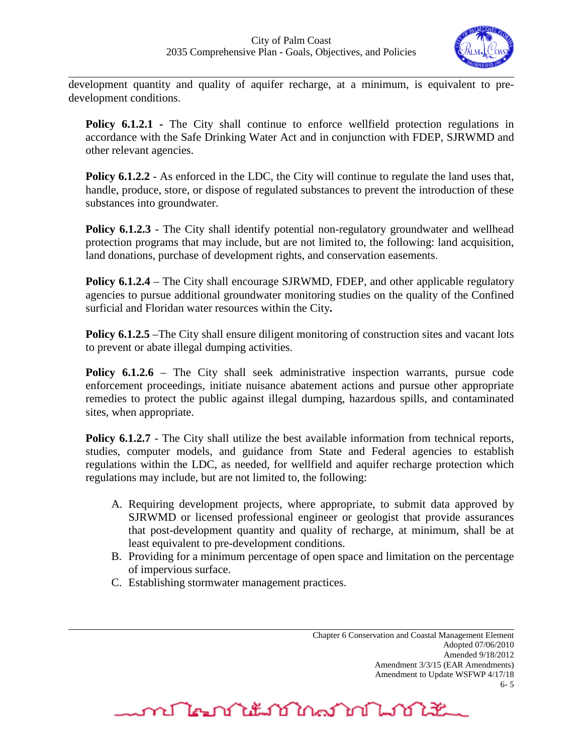development quantity and quality of aquifer recharge, at a minimum, is equivalent to pre-development conditions.

**Policy 6.1.2.1 -** The City shall continue to enforce wellfield protection regulations in accordance with the Safe Drinking Water Act and in conjunction with FDEP, SJRWMD and other relevant agencies.

**Policy 6.1.2.2** - As enforced in the LDC, the City will continue to regulate the land uses that, handle, produce, store, or dispose of regulated substances to prevent the introduction of these substances into groundwater.

**Policy 6.1.2.3** - The City shall identify potential non-regulatory groundwater and wellhead protection programs that may include, but are not limited to, the following: land acquisition, land donations, purchase of development rights, and conservation easements.

**Policy 6.1.2.4** – The City shall encourage SJRWMD, FDEP, and other applicable regulatory agencies to pursue additional groundwater monitoring studies on the quality of the Confined surficial and Floridan water resources within the City**.**

**Policy 6.1.2.5** –The City shall ensure diligent monitoring of construction sites and vacant lots to prevent or abate illegal dumping activities.

**Policy 6.1.2.6** – The City shall seek administrative inspection warrants, pursue code enforcement proceedings, initiate nuisance abatement actions and pursue other appropriate remedies to protect the public against illegal dumping, hazardous spills, and contaminated sites, when appropriate.

**Policy 6.1.2.7** - The City shall utilize the best available information from technical reports, studies, computer models, and guidance from State and Federal agencies to establish regulations within the LDC, as needed, for wellfield and aquifer recharge protection which regulations may include, but are not limited to, the following:

A. Requiring development projects, where appropriate, to submit data approved by SJRWMD or licensed professional engineer or geologist that provide assurances that post-development quantity and quality of recharge, at minimum, shall be at least equivalent to pre-development conditions.
B. Providing for a minimum percentage of open space and limitation on the percentage of impervious surface.
C. Establishing stormwater management practices.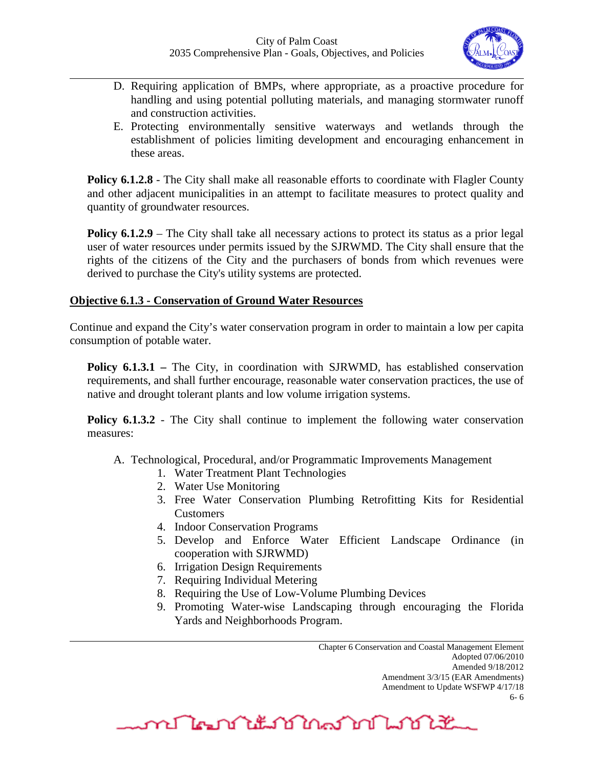D. Requiring application of BMPs, where appropriate, as a proactive procedure for handling and using potential polluting materials, and managing stormwater runoff and construction activities.
E. Protecting environmentally sensitive waterways and wetlands through the establishment of policies limiting development and encouraging enhancement in these areas.

**Policy 6.1.2.8** - The City shall make all reasonable efforts to coordinate with Flagler County and other adjacent municipalities in an attempt to facilitate measures to protect quality and quantity of groundwater resources.

**Policy 6.1.2.9** – The City shall take all necessary actions to protect its status as a prior legal user of water resources under permits issued by the SJRWMD. The City shall ensure that the rights of the citizens of the City and the purchasers of bonds from which revenues were derived to purchase the City's utility systems are protected.

**Objective 6.1.3 - Conservation of Ground Water Resources**

Continue and expand the City's water conservation program in order to maintain a low per capita consumption of potable water.

**Policy 6.1.3.1 –** The City, in coordination with SJRWMD, has established conservation requirements, and shall further encourage, reasonable water conservation practices, the use of native and drought tolerant plants and low volume irrigation systems.

**Policy 6.1.3.2** - The City shall continue to implement the following water conservation measures:

A. Technological, Procedural, and/or Programmatic Improvements Management
   1. Water Treatment Plant Technologies
   2. Water Use Monitoring
   3. Free Water Conservation Plumbing Retrofitting Kits for Residential Customers
   4. Indoor Conservation Programs
   5. Develop and Enforce Water Efficient Landscape Ordinance (in cooperation with SJRWMD)
   6. Irrigation Design Requirements
   7. Requiring Individual Metering
   8. Requiring the Use of Low-Volume Plumbing Devices
   9. Promoting Water-wise Landscaping through encouraging the Florida Yards and Neighborhoods Program.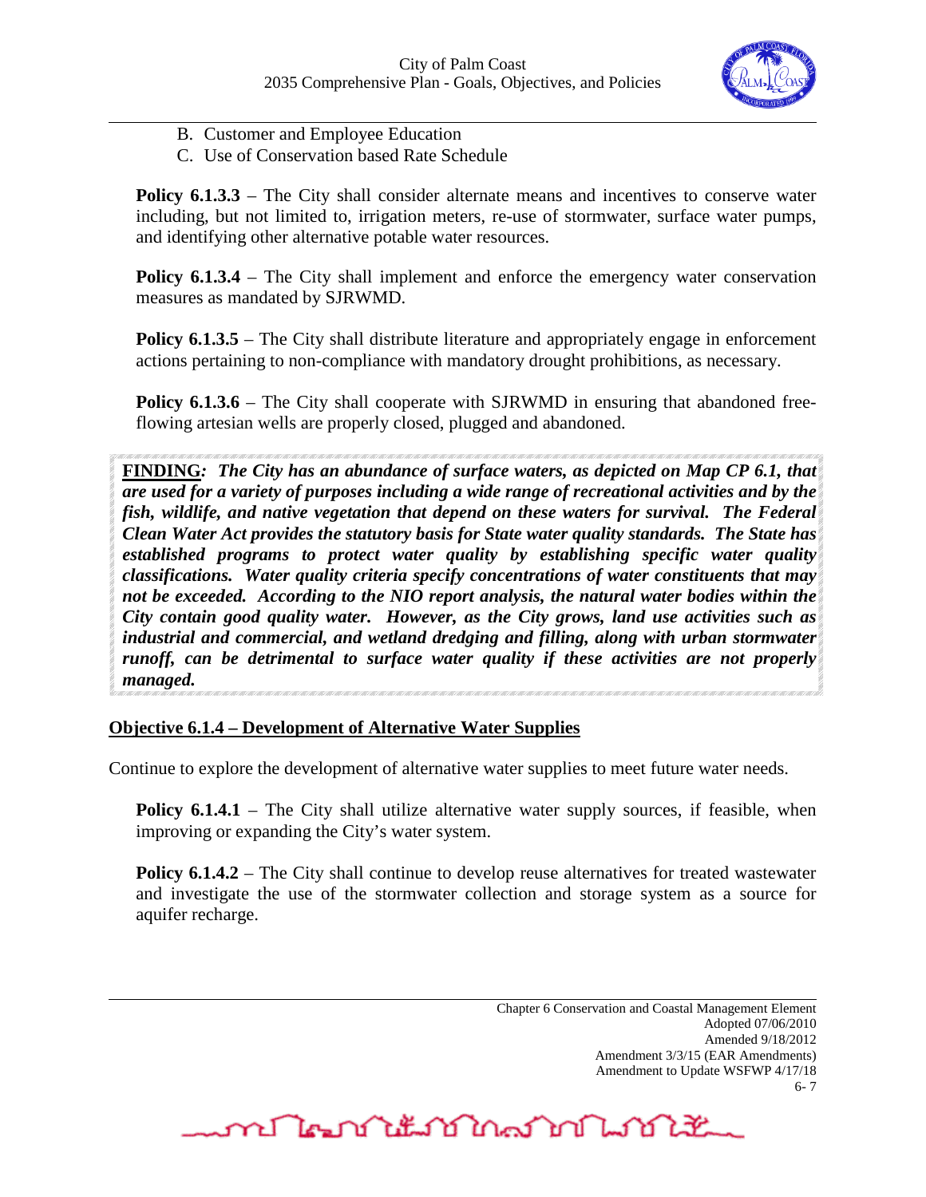B. Customer and Employee Education
C. Use of Conservation based Rate Schedule

**Policy 6.1.3.3** – The City shall consider alternate means and incentives to conserve water including, but not limited to, irrigation meters, re-use of stormwater, surface water pumps, and identifying other alternative potable water resources.

**Policy 6.1.3.4** – The City shall implement and enforce the emergency water conservation measures as mandated by SJRWMD.

**Policy 6.1.3.5** – The City shall distribute literature and appropriately engage in enforcement actions pertaining to non-compliance with mandatory drought prohibitions, as necessary.

**Policy 6.1.3.6** – The City shall cooperate with SJRWMD in ensuring that abandoned free-flowing artesian wells are properly closed, plugged and abandoned.

***FINDING: The City has an abundance of surface waters, as depicted on Map CP 6.1, that are used for a variety of purposes including a wide range of recreational activities and by the fish, wildlife, and native vegetation that depend on these waters for survival. The Federal Clean Water Act provides the statutory basis for State water quality standards. The State has established programs to protect water quality by establishing specific water quality classifications. Water quality criteria specify concentrations of water constituents that may not be exceeded. According to the NIO report analysis, the natural water bodies within the City contain good quality water. However, as the City grows, land use activities such as industrial and commercial, and wetland dredging and filling, along with urban stormwater runoff, can be detrimental to surface water quality if these activities are not properly managed.***

## Objective 6.1.4 – Development of Alternative Water Supplies

Continue to explore the development of alternative water supplies to meet future water needs.

**Policy 6.1.4.1** – The City shall utilize alternative water supply sources, if feasible, when improving or expanding the City's water system.

**Policy 6.1.4.2** – The City shall continue to develop reuse alternatives for treated wastewater and investigate the use of the stormwater collection and storage system as a source for aquifer recharge.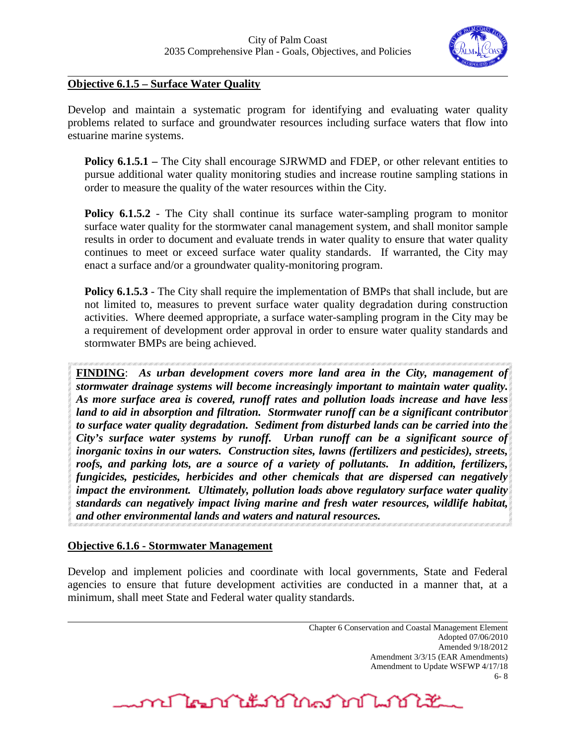**Objective 6.1.5 – Surface Water Quality**

Develop and maintain a systematic program for identifying and evaluating water quality problems related to surface and groundwater resources including surface waters that flow into estuarine marine systems.

> **Policy 6.1.5.1 –** The City shall encourage SJRWMD and FDEP, or other relevant entities to pursue additional water quality monitoring studies and increase routine sampling stations in order to measure the quality of the water resources within the City.
>
> **Policy 6.1.5.2** - The City shall continue its surface water-sampling program to monitor surface water quality for the stormwater canal management system, and shall monitor sample results in order to document and evaluate trends in water quality to ensure that water quality continues to meet or exceed surface water quality standards. If warranted, the City may enact a surface and/or a groundwater quality-monitoring program.
>
> **Policy 6.1.5.3** - The City shall require the implementation of BMPs that shall include, but are not limited to, measures to prevent surface water quality degradation during construction activities. Where deemed appropriate, a surface water-sampling program in the City may be a requirement of development order approval in order to ensure water quality standards and stormwater BMPs are being achieved.

**FINDING**: ***As urban development covers more land area in the City, management of stormwater drainage systems will become increasingly important to maintain water quality. As more surface area is covered, runoff rates and pollution loads increase and have less land to aid in absorption and filtration. Stormwater runoff can be a significant contributor to surface water quality degradation. Sediment from disturbed lands can be carried into the City's surface water systems by runoff. Urban runoff can be a significant source of inorganic toxins in our waters. Construction sites, lawns (fertilizers and pesticides), streets, roofs, and parking lots, are a source of a variety of pollutants. In addition, fertilizers, fungicides, pesticides, herbicides and other chemicals that are dispersed can negatively impact the environment. Ultimately, pollution loads above regulatory surface water quality standards can negatively impact living marine and fresh water resources, wildlife habitat, and other environmental lands and waters and natural resources.***

**Objective 6.1.6 - Stormwater Management**

Develop and implement policies and coordinate with local governments, State and Federal agencies to ensure that future development activities are conducted in a manner that, at a minimum, shall meet State and Federal water quality standards.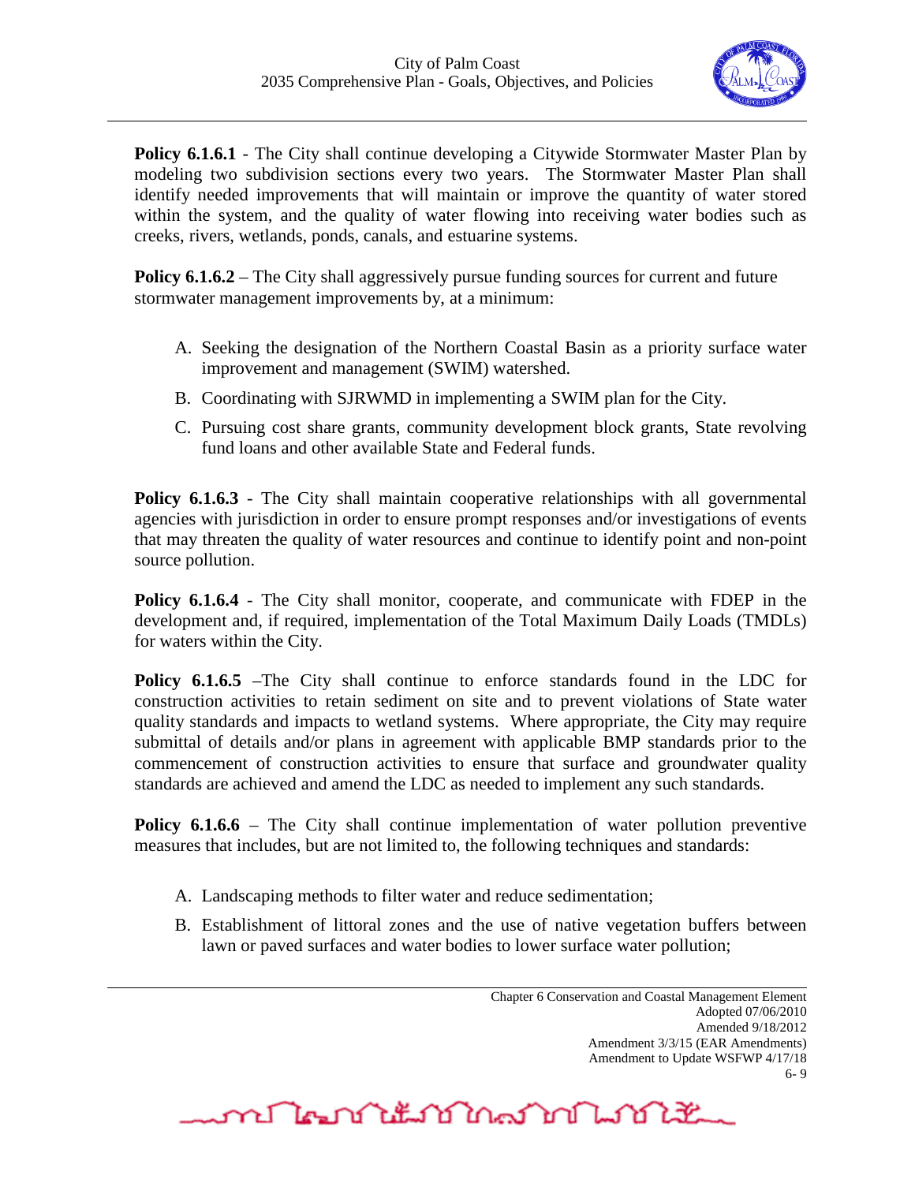**Policy 6.1.6.1** - The City shall continue developing a Citywide Stormwater Master Plan by modeling two subdivision sections every two years. The Stormwater Master Plan shall identify needed improvements that will maintain or improve the quantity of water stored within the system, and the quality of water flowing into receiving water bodies such as creeks, rivers, wetlands, ponds, canals, and estuarine systems.

**Policy 6.1.6.2** – The City shall aggressively pursue funding sources for current and future stormwater management improvements by, at a minimum:

A. Seeking the designation of the Northern Coastal Basin as a priority surface water improvement and management (SWIM) watershed.

B. Coordinating with SJRWMD in implementing a SWIM plan for the City.

C. Pursuing cost share grants, community development block grants, State revolving fund loans and other available State and Federal funds.

**Policy 6.1.6.3** - The City shall maintain cooperative relationships with all governmental agencies with jurisdiction in order to ensure prompt responses and/or investigations of events that may threaten the quality of water resources and continue to identify point and non-point source pollution.

**Policy 6.1.6.4** - The City shall monitor, cooperate, and communicate with FDEP in the development and, if required, implementation of the Total Maximum Daily Loads (TMDLs) for waters within the City.

**Policy 6.1.6.5** –The City shall continue to enforce standards found in the LDC for construction activities to retain sediment on site and to prevent violations of State water quality standards and impacts to wetland systems. Where appropriate, the City may require submittal of details and/or plans in agreement with applicable BMP standards prior to the commencement of construction activities to ensure that surface and groundwater quality standards are achieved and amend the LDC as needed to implement any such standards.

**Policy 6.1.6.6** – The City shall continue implementation of water pollution preventive measures that includes, but are not limited to, the following techniques and standards:

A. Landscaping methods to filter water and reduce sedimentation;

B. Establishment of littoral zones and the use of native vegetation buffers between lawn or paved surfaces and water bodies to lower surface water pollution;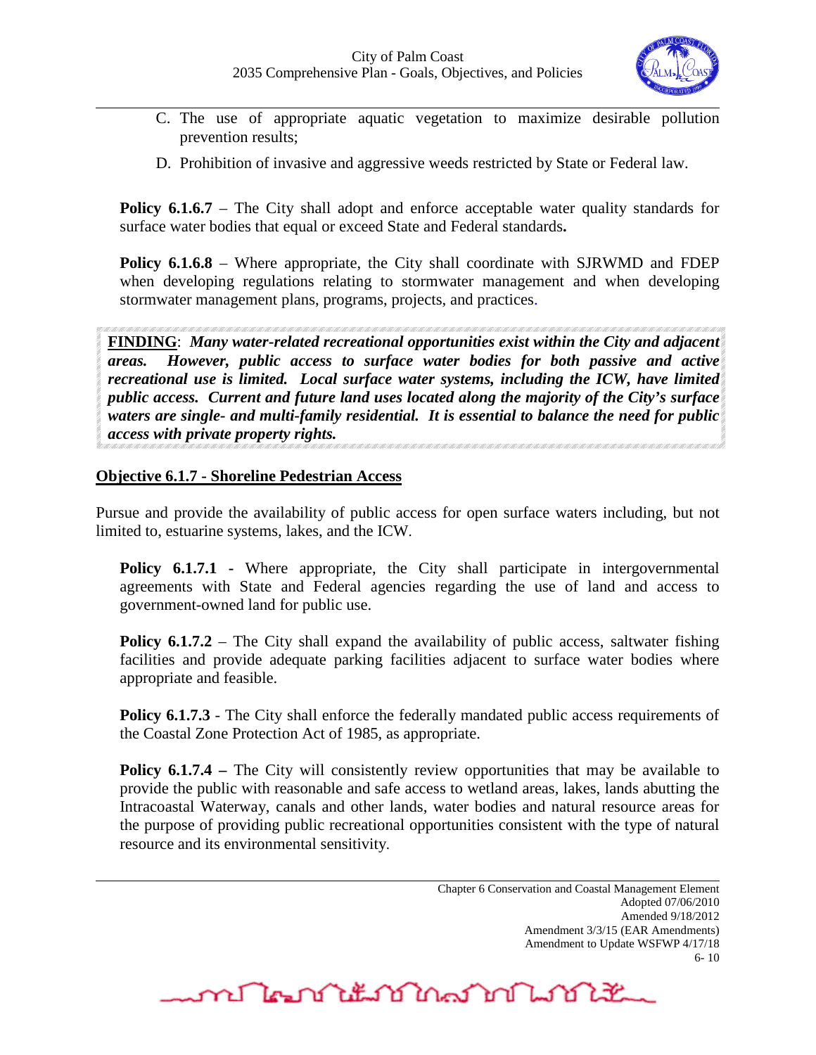C. The use of appropriate aquatic vegetation to maximize desirable pollution prevention results;

D. Prohibition of invasive and aggressive weeds restricted by State or Federal law.

**Policy 6.1.6.7** – The City shall adopt and enforce acceptable water quality standards for surface water bodies that equal or exceed State and Federal standards**.**

**Policy 6.1.6.8** – Where appropriate, the City shall coordinate with SJRWMD and FDEP when developing regulations relating to stormwater management and when developing stormwater management plans, programs, projects, and practices.

**FINDING**: ***Many water-related recreational opportunities exist within the City and adjacent areas. However, public access to surface water bodies for both passive and active recreational use is limited. Local surface water systems, including the ICW, have limited public access. Current and future land uses located along the majority of the City's surface waters are single- and multi-family residential. It is essential to balance the need for public access with private property rights.***

**Objective 6.1.7 - Shoreline Pedestrian Access**

Pursue and provide the availability of public access for open surface waters including, but not limited to, estuarine systems, lakes, and the ICW.

**Policy 6.1.7.1 -** Where appropriate, the City shall participate in intergovernmental agreements with State and Federal agencies regarding the use of land and access to government-owned land for public use.

**Policy 6.1.7.2** – The City shall expand the availability of public access, saltwater fishing facilities and provide adequate parking facilities adjacent to surface water bodies where appropriate and feasible.

**Policy 6.1.7.3** - The City shall enforce the federally mandated public access requirements of the Coastal Zone Protection Act of 1985, as appropriate.

**Policy 6.1.7.4 –** The City will consistently review opportunities that may be available to provide the public with reasonable and safe access to wetland areas, lakes, lands abutting the Intracoastal Waterway, canals and other lands, water bodies and natural resource areas for the purpose of providing public recreational opportunities consistent with the type of natural resource and its environmental sensitivity.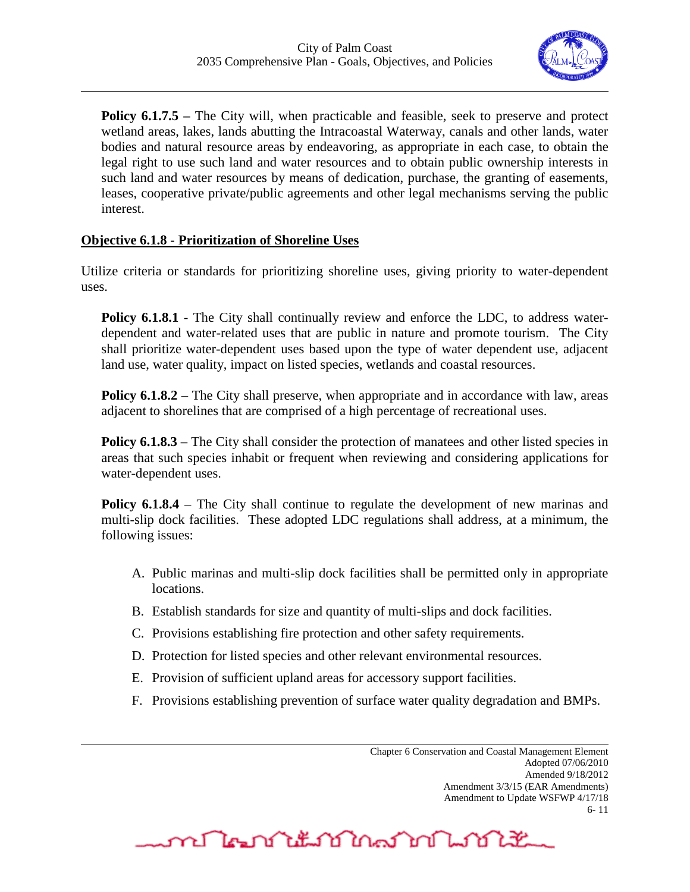**Policy 6.1.7.5 –** The City will, when practicable and feasible, seek to preserve and protect wetland areas, lakes, lands abutting the Intracoastal Waterway, canals and other lands, water bodies and natural resource areas by endeavoring, as appropriate in each case, to obtain the legal right to use such land and water resources and to obtain public ownership interests in such land and water resources by means of dedication, purchase, the granting of easements, leases, cooperative private/public agreements and other legal mechanisms serving the public interest.

## Objective 6.1.8 - Prioritization of Shoreline Uses

Utilize criteria or standards for prioritizing shoreline uses, giving priority to water-dependent uses.

**Policy 6.1.8.1** - The City shall continually review and enforce the LDC, to address water-dependent and water-related uses that are public in nature and promote tourism. The City shall prioritize water-dependent uses based upon the type of water dependent use, adjacent land use, water quality, impact on listed species, wetlands and coastal resources.

**Policy 6.1.8.2** – The City shall preserve, when appropriate and in accordance with law, areas adjacent to shorelines that are comprised of a high percentage of recreational uses.

**Policy 6.1.8.3** – The City shall consider the protection of manatees and other listed species in areas that such species inhabit or frequent when reviewing and considering applications for water-dependent uses.

**Policy 6.1.8.4** – The City shall continue to regulate the development of new marinas and multi-slip dock facilities. These adopted LDC regulations shall address, at a minimum, the following issues:

A. Public marinas and multi-slip dock facilities shall be permitted only in appropriate locations.
B. Establish standards for size and quantity of multi-slips and dock facilities.
C. Provisions establishing fire protection and other safety requirements.
D. Protection for listed species and other relevant environmental resources.
E. Provision of sufficient upland areas for accessory support facilities.
F. Provisions establishing prevention of surface water quality degradation and BMPs.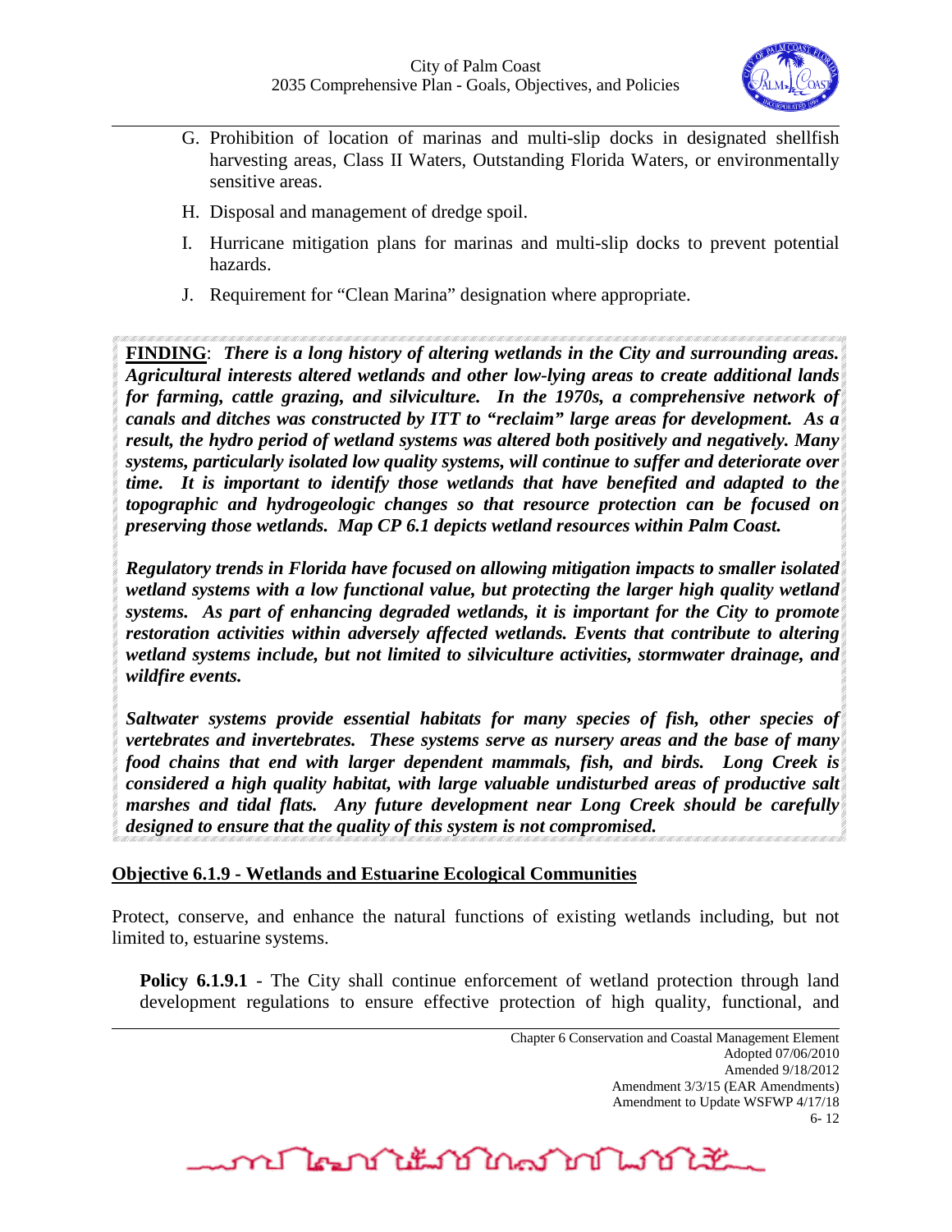G. Prohibition of location of marinas and multi-slip docks in designated shellfish harvesting areas, Class II Waters, Outstanding Florida Waters, or environmentally sensitive areas.

H. Disposal and management of dredge spoil.

I. Hurricane mitigation plans for marinas and multi-slip docks to prevent potential hazards.

J. Requirement for "Clean Marina" designation where appropriate.

**FINDING**: ***There is a long history of altering wetlands in the City and surrounding areas. Agricultural interests altered wetlands and other low-lying areas to create additional lands for farming, cattle grazing, and silviculture. In the 1970s, a comprehensive network of canals and ditches was constructed by ITT to "reclaim" large areas for development. As a result, the hydro period of wetland systems was altered both positively and negatively. Many systems, particularly isolated low quality systems, will continue to suffer and deteriorate over time. It is important to identify those wetlands that have benefited and adapted to the topographic and hydrogeologic changes so that resource protection can be focused on preserving those wetlands. Map CP 6.1 depicts wetland resources within Palm Coast.***

***Regulatory trends in Florida have focused on allowing mitigation impacts to smaller isolated wetland systems with a low functional value, but protecting the larger high quality wetland systems. As part of enhancing degraded wetlands, it is important for the City to promote restoration activities within adversely affected wetlands. Events that contribute to altering wetland systems include, but not limited to silviculture activities, stormwater drainage, and wildfire events.***

***Saltwater systems provide essential habitats for many species of fish, other species of vertebrates and invertebrates. These systems serve as nursery areas and the base of many food chains that end with larger dependent mammals, fish, and birds. Long Creek is considered a high quality habitat, with large valuable undisturbed areas of productive salt marshes and tidal flats. Any future development near Long Creek should be carefully designed to ensure that the quality of this system is not compromised.***

**Objective 6.1.9 - Wetlands and Estuarine Ecological Communities**

Protect, conserve, and enhance the natural functions of existing wetlands including, but not limited to, estuarine systems.

**Policy 6.1.9.1** - The City shall continue enforcement of wetland protection through land development regulations to ensure effective protection of high quality, functional, and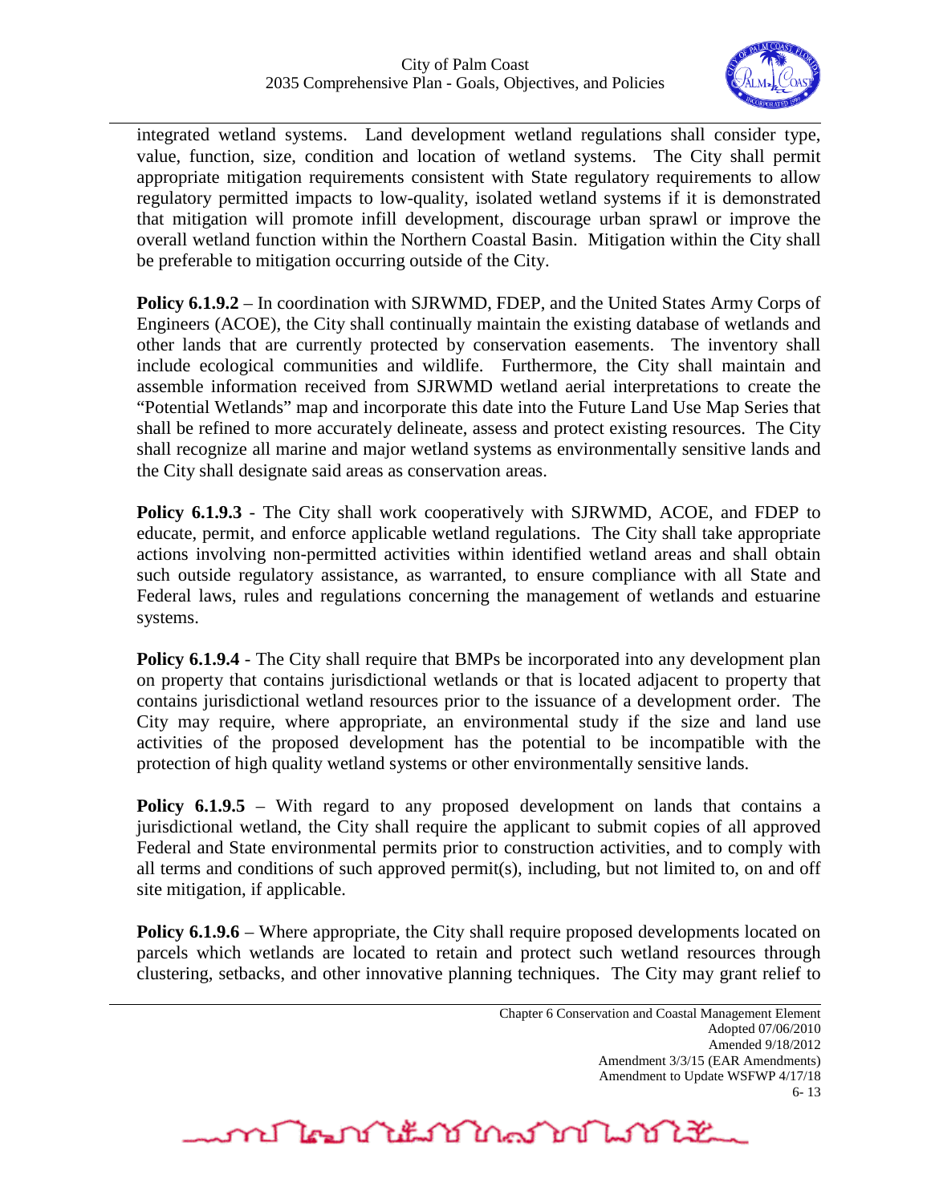integrated wetland systems. Land development wetland regulations shall consider type, value, function, size, condition and location of wetland systems. The City shall permit appropriate mitigation requirements consistent with State regulatory requirements to allow regulatory permitted impacts to low-quality, isolated wetland systems if it is demonstrated that mitigation will promote infill development, discourage urban sprawl or improve the overall wetland function within the Northern Coastal Basin. Mitigation within the City shall be preferable to mitigation occurring outside of the City.

**Policy 6.1.9.2** – In coordination with SJRWMD, FDEP, and the United States Army Corps of Engineers (ACOE), the City shall continually maintain the existing database of wetlands and other lands that are currently protected by conservation easements. The inventory shall include ecological communities and wildlife. Furthermore, the City shall maintain and assemble information received from SJRWMD wetland aerial interpretations to create the "Potential Wetlands" map and incorporate this date into the Future Land Use Map Series that shall be refined to more accurately delineate, assess and protect existing resources. The City shall recognize all marine and major wetland systems as environmentally sensitive lands and the City shall designate said areas as conservation areas.

**Policy 6.1.9.3** - The City shall work cooperatively with SJRWMD, ACOE, and FDEP to educate, permit, and enforce applicable wetland regulations. The City shall take appropriate actions involving non-permitted activities within identified wetland areas and shall obtain such outside regulatory assistance, as warranted, to ensure compliance with all State and Federal laws, rules and regulations concerning the management of wetlands and estuarine systems.

**Policy 6.1.9.4** - The City shall require that BMPs be incorporated into any development plan on property that contains jurisdictional wetlands or that is located adjacent to property that contains jurisdictional wetland resources prior to the issuance of a development order. The City may require, where appropriate, an environmental study if the size and land use activities of the proposed development has the potential to be incompatible with the protection of high quality wetland systems or other environmentally sensitive lands.

**Policy 6.1.9.5** – With regard to any proposed development on lands that contains a jurisdictional wetland, the City shall require the applicant to submit copies of all approved Federal and State environmental permits prior to construction activities, and to comply with all terms and conditions of such approved permit(s), including, but not limited to, on and off site mitigation, if applicable.

**Policy 6.1.9.6** – Where appropriate, the City shall require proposed developments located on parcels which wetlands are located to retain and protect such wetland resources through clustering, setbacks, and other innovative planning techniques. The City may grant relief to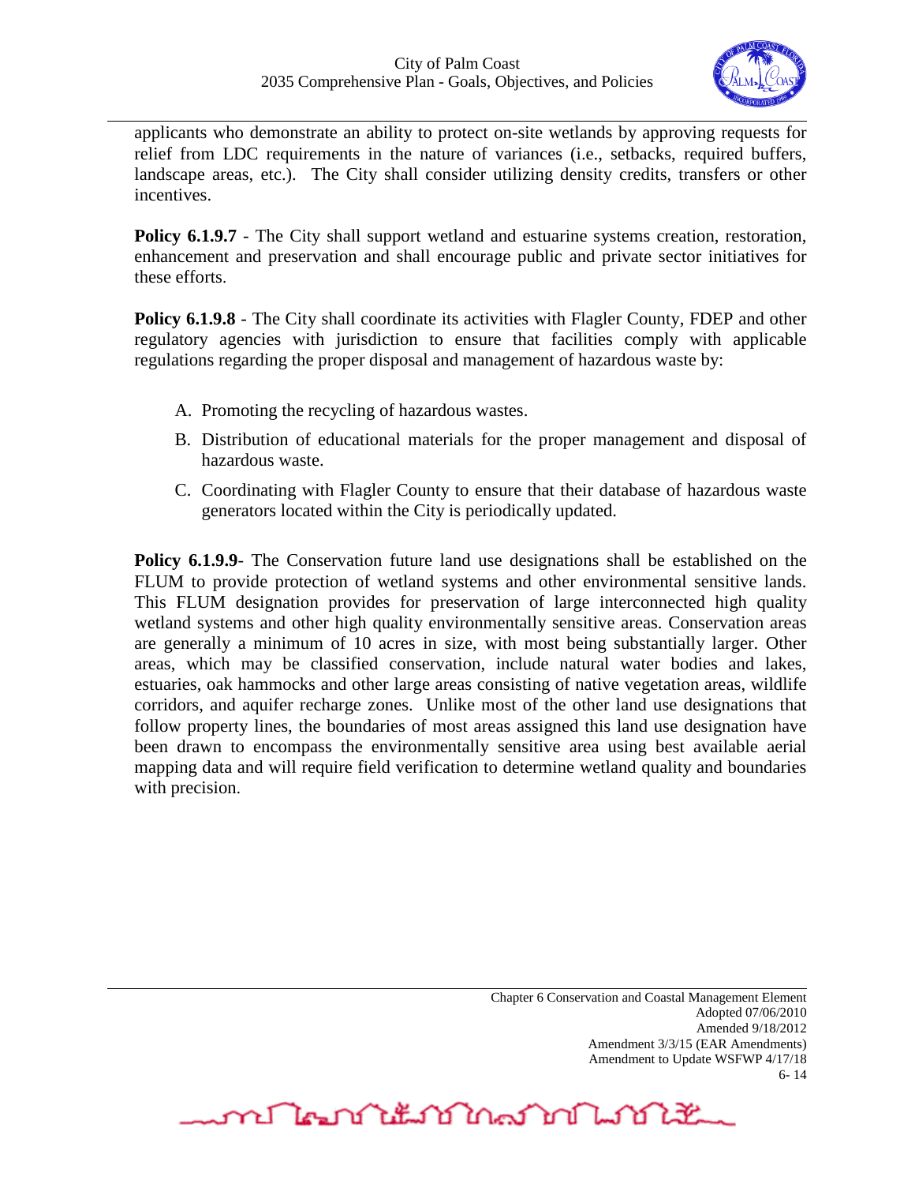applicants who demonstrate an ability to protect on-site wetlands by approving requests for relief from LDC requirements in the nature of variances (i.e., setbacks, required buffers, landscape areas, etc.). The City shall consider utilizing density credits, transfers or other incentives.

**Policy 6.1.9.7** - The City shall support wetland and estuarine systems creation, restoration, enhancement and preservation and shall encourage public and private sector initiatives for these efforts.

**Policy 6.1.9.8** - The City shall coordinate its activities with Flagler County, FDEP and other regulatory agencies with jurisdiction to ensure that facilities comply with applicable regulations regarding the proper disposal and management of hazardous waste by:

A. Promoting the recycling of hazardous wastes.
B. Distribution of educational materials for the proper management and disposal of hazardous waste.
C. Coordinating with Flagler County to ensure that their database of hazardous waste generators located within the City is periodically updated.

**Policy 6.1.9.9**- The Conservation future land use designations shall be established on the FLUM to provide protection of wetland systems and other environmental sensitive lands. This FLUM designation provides for preservation of large interconnected high quality wetland systems and other high quality environmentally sensitive areas. Conservation areas are generally a minimum of 10 acres in size, with most being substantially larger. Other areas, which may be classified conservation, include natural water bodies and lakes, estuaries, oak hammocks and other large areas consisting of native vegetation areas, wildlife corridors, and aquifer recharge zones. Unlike most of the other land use designations that follow property lines, the boundaries of most areas assigned this land use designation have been drawn to encompass the environmentally sensitive area using best available aerial mapping data and will require field verification to determine wetland quality and boundaries with precision.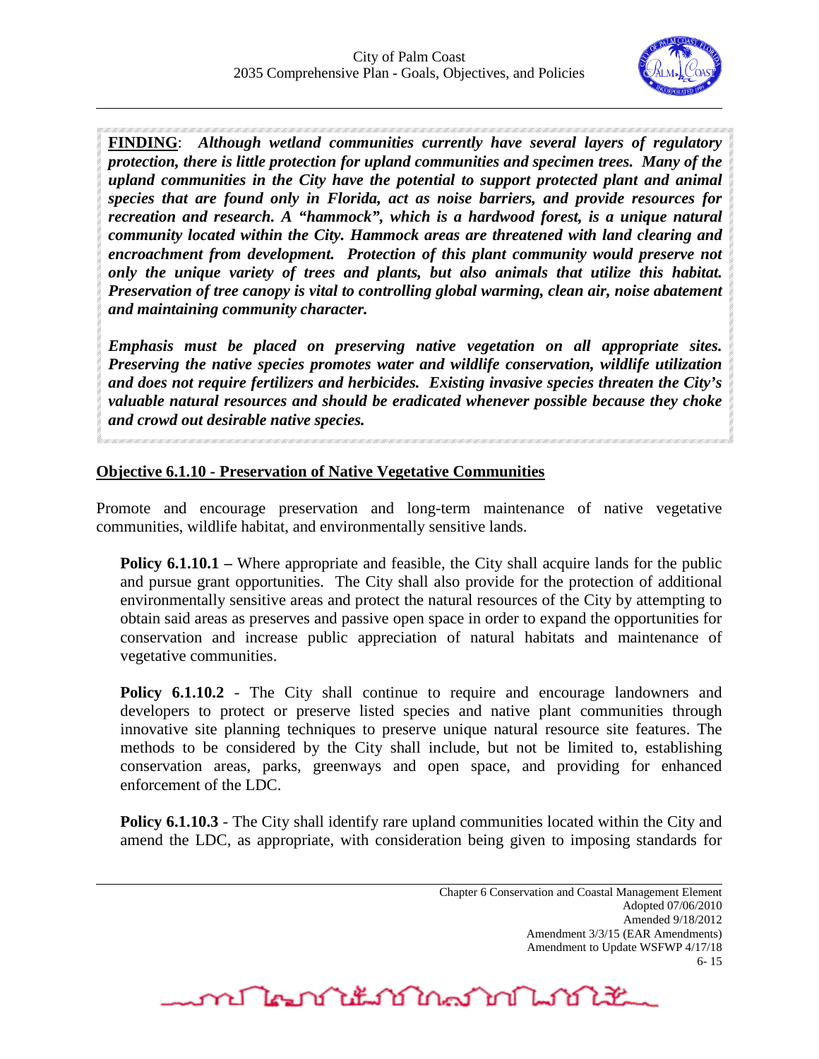**FINDING**: ***Although wetland communities currently have several layers of regulatory protection, there is little protection for upland communities and specimen trees. Many of the upland communities in the City have the potential to support protected plant and animal species that are found only in Florida, act as noise barriers, and provide resources for recreation and research. A "hammock", which is a hardwood forest, is a unique natural community located within the City. Hammock areas are threatened with land clearing and encroachment from development. Protection of this plant community would preserve not only the unique variety of trees and plants, but also animals that utilize this habitat. Preservation of tree canopy is vital to controlling global warming, clean air, noise abatement and maintaining community character.***

***Emphasis must be placed on preserving native vegetation on all appropriate sites. Preserving the native species promotes water and wildlife conservation, wildlife utilization and does not require fertilizers and herbicides. Existing invasive species threaten the City's valuable natural resources and should be eradicated whenever possible because they choke and crowd out desirable native species.***

## Objective 6.1.10 - Preservation of Native Vegetative Communities

Promote and encourage preservation and long-term maintenance of native vegetative communities, wildlife habitat, and environmentally sensitive lands.

**Policy 6.1.10.1 –** Where appropriate and feasible, the City shall acquire lands for the public and pursue grant opportunities. The City shall also provide for the protection of additional environmentally sensitive areas and protect the natural resources of the City by attempting to obtain said areas as preserves and passive open space in order to expand the opportunities for conservation and increase public appreciation of natural habitats and maintenance of vegetative communities.

**Policy 6.1.10.2** - The City shall continue to require and encourage landowners and developers to protect or preserve listed species and native plant communities through innovative site planning techniques to preserve unique natural resource site features. The methods to be considered by the City shall include, but not be limited to, establishing conservation areas, parks, greenways and open space, and providing for enhanced enforcement of the LDC.

**Policy 6.1.10.3** - The City shall identify rare upland communities located within the City and amend the LDC, as appropriate, with consideration being given to imposing standards for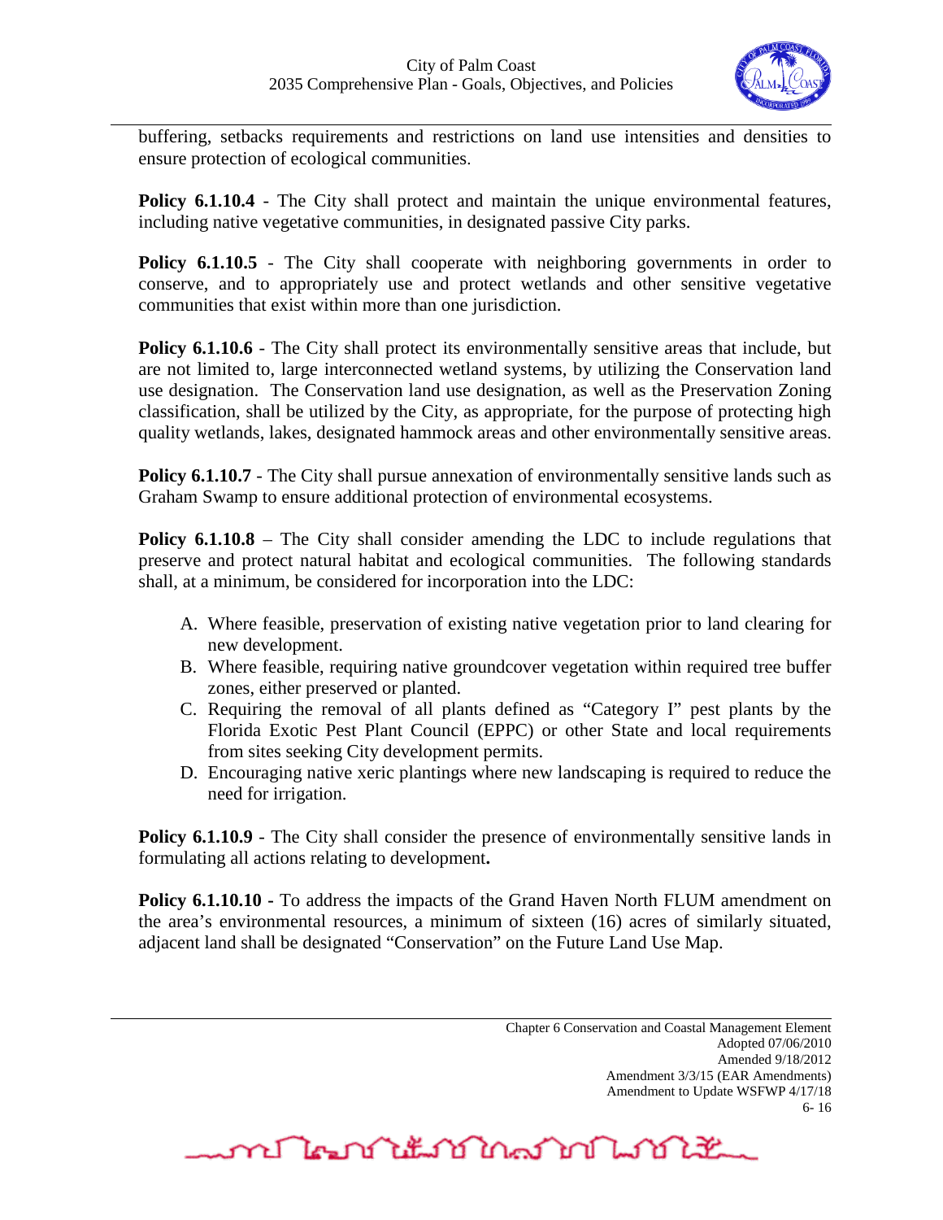buffering, setbacks requirements and restrictions on land use intensities and densities to ensure protection of ecological communities.

**Policy 6.1.10.4** - The City shall protect and maintain the unique environmental features, including native vegetative communities, in designated passive City parks.

**Policy 6.1.10.5** - The City shall cooperate with neighboring governments in order to conserve, and to appropriately use and protect wetlands and other sensitive vegetative communities that exist within more than one jurisdiction.

**Policy 6.1.10.6** - The City shall protect its environmentally sensitive areas that include, but are not limited to, large interconnected wetland systems, by utilizing the Conservation land use designation. The Conservation land use designation, as well as the Preservation Zoning classification, shall be utilized by the City, as appropriate, for the purpose of protecting high quality wetlands, lakes, designated hammock areas and other environmentally sensitive areas.

**Policy 6.1.10.7** - The City shall pursue annexation of environmentally sensitive lands such as Graham Swamp to ensure additional protection of environmental ecosystems.

**Policy 6.1.10.8** – The City shall consider amending the LDC to include regulations that preserve and protect natural habitat and ecological communities. The following standards shall, at a minimum, be considered for incorporation into the LDC:

A. Where feasible, preservation of existing native vegetation prior to land clearing for new development.
B. Where feasible, requiring native groundcover vegetation within required tree buffer zones, either preserved or planted.
C. Requiring the removal of all plants defined as "Category I" pest plants by the Florida Exotic Pest Plant Council (EPPC) or other State and local requirements from sites seeking City development permits.
D. Encouraging native xeric plantings where new landscaping is required to reduce the need for irrigation.

**Policy 6.1.10.9** - The City shall consider the presence of environmentally sensitive lands in formulating all actions relating to development**.**

**Policy 6.1.10.10 -** To address the impacts of the Grand Haven North FLUM amendment on the area's environmental resources, a minimum of sixteen (16) acres of similarly situated, adjacent land shall be designated "Conservation" on the Future Land Use Map.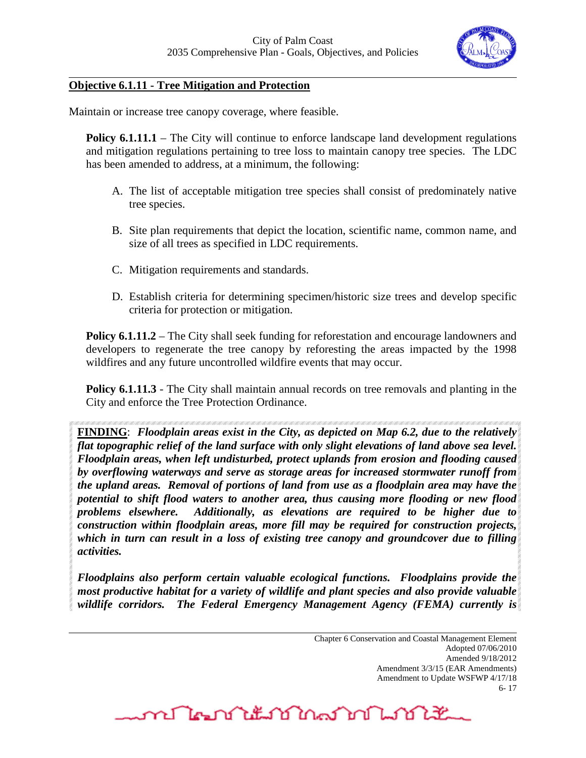**Objective 6.1.11 - Tree Mitigation and Protection**

Maintain or increase tree canopy coverage, where feasible.

**Policy 6.1.11.1** – The City will continue to enforce landscape land development regulations and mitigation regulations pertaining to tree loss to maintain canopy tree species. The LDC has been amended to address, at a minimum, the following:

A. The list of acceptable mitigation tree species shall consist of predominately native tree species.

B. Site plan requirements that depict the location, scientific name, common name, and size of all trees as specified in LDC requirements.

C. Mitigation requirements and standards.

D. Establish criteria for determining specimen/historic size trees and develop specific criteria for protection or mitigation.

**Policy 6.1.11.2** – The City shall seek funding for reforestation and encourage landowners and developers to regenerate the tree canopy by reforesting the areas impacted by the 1998 wildfires and any future uncontrolled wildfire events that may occur.

**Policy 6.1.11.3** - The City shall maintain annual records on tree removals and planting in the City and enforce the Tree Protection Ordinance.

**FINDING**: ***Floodplain areas exist in the City, as depicted on Map 6.2, due to the relatively flat topographic relief of the land surface with only slight elevations of land above sea level. Floodplain areas, when left undisturbed, protect uplands from erosion and flooding caused by overflowing waterways and serve as storage areas for increased stormwater runoff from the upland areas. Removal of portions of land from use as a floodplain area may have the potential to shift flood waters to another area, thus causing more flooding or new flood problems elsewhere. Additionally, as elevations are required to be higher due to construction within floodplain areas, more fill may be required for construction projects, which in turn can result in a loss of existing tree canopy and groundcover due to filling activities.***

***Floodplains also perform certain valuable ecological functions. Floodplains provide the most productive habitat for a variety of wildlife and plant species and also provide valuable wildlife corridors. The Federal Emergency Management Agency (FEMA) currently is***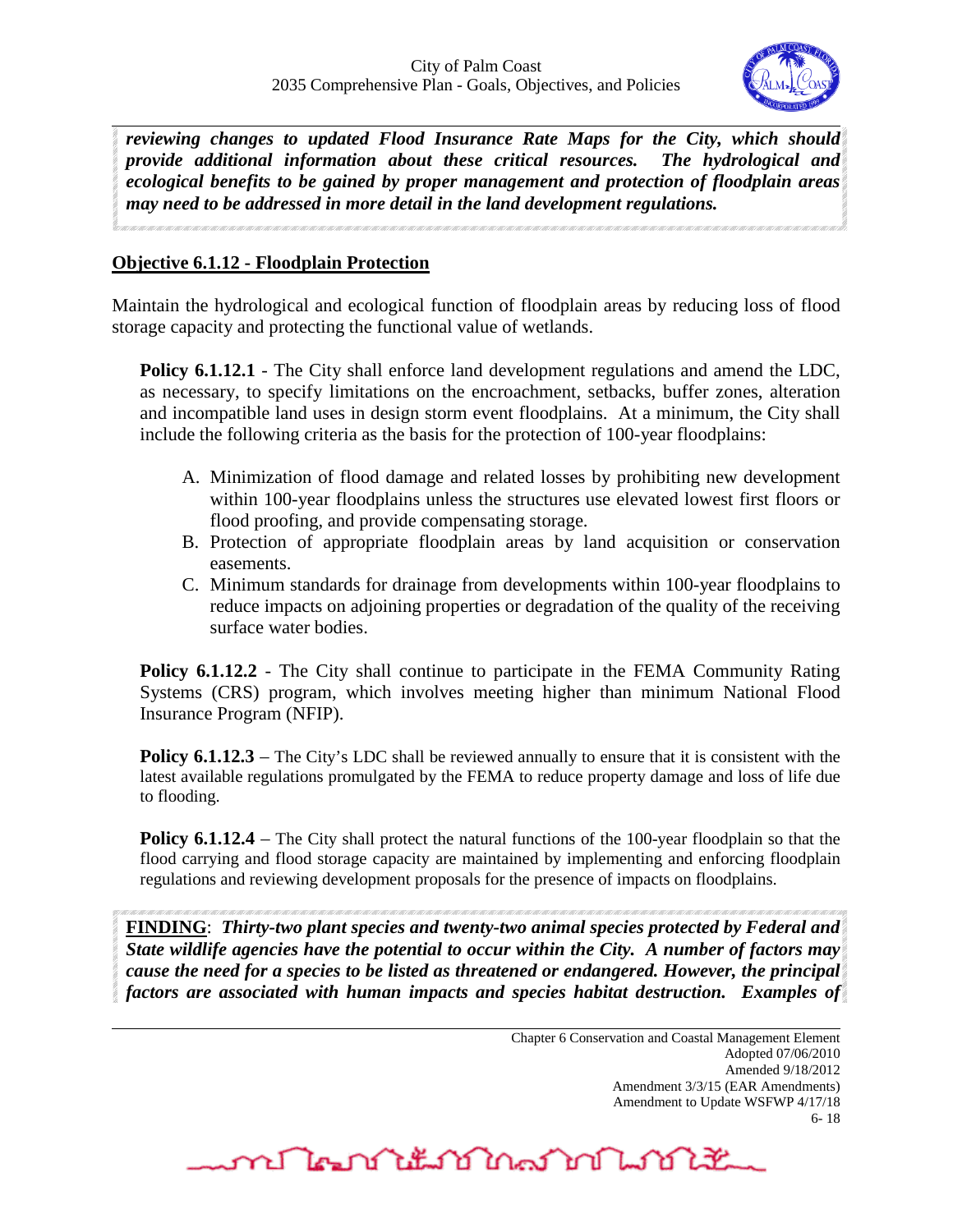***reviewing changes to updated Flood Insurance Rate Maps for the City, which should provide additional information about these critical resources. The hydrological and ecological benefits to be gained by proper management and protection of floodplain areas may need to be addressed in more detail in the land development regulations.***

## Objective 6.1.12 - Floodplain Protection

Maintain the hydrological and ecological function of floodplain areas by reducing loss of flood storage capacity and protecting the functional value of wetlands.

**Policy 6.1.12.1** - The City shall enforce land development regulations and amend the LDC, as necessary, to specify limitations on the encroachment, setbacks, buffer zones, alteration and incompatible land uses in design storm event floodplains. At a minimum, the City shall include the following criteria as the basis for the protection of 100-year floodplains:

A. Minimization of flood damage and related losses by prohibiting new development within 100-year floodplains unless the structures use elevated lowest first floors or flood proofing, and provide compensating storage.
B. Protection of appropriate floodplain areas by land acquisition or conservation easements.
C. Minimum standards for drainage from developments within 100-year floodplains to reduce impacts on adjoining properties or degradation of the quality of the receiving surface water bodies.

**Policy 6.1.12.2** - The City shall continue to participate in the FEMA Community Rating Systems (CRS) program, which involves meeting higher than minimum National Flood Insurance Program (NFIP).

**Policy 6.1.12.3** – The City's LDC shall be reviewed annually to ensure that it is consistent with the latest available regulations promulgated by the FEMA to reduce property damage and loss of life due to flooding.

**Policy 6.1.12.4** – The City shall protect the natural functions of the 100-year floodplain so that the flood carrying and flood storage capacity are maintained by implementing and enforcing floodplain regulations and reviewing development proposals for the presence of impacts on floodplains.

**FINDING**: ***Thirty-two plant species and twenty-two animal species protected by Federal and State wildlife agencies have the potential to occur within the City. A number of factors may cause the need for a species to be listed as threatened or endangered. However, the principal factors are associated with human impacts and species habitat destruction. Examples of***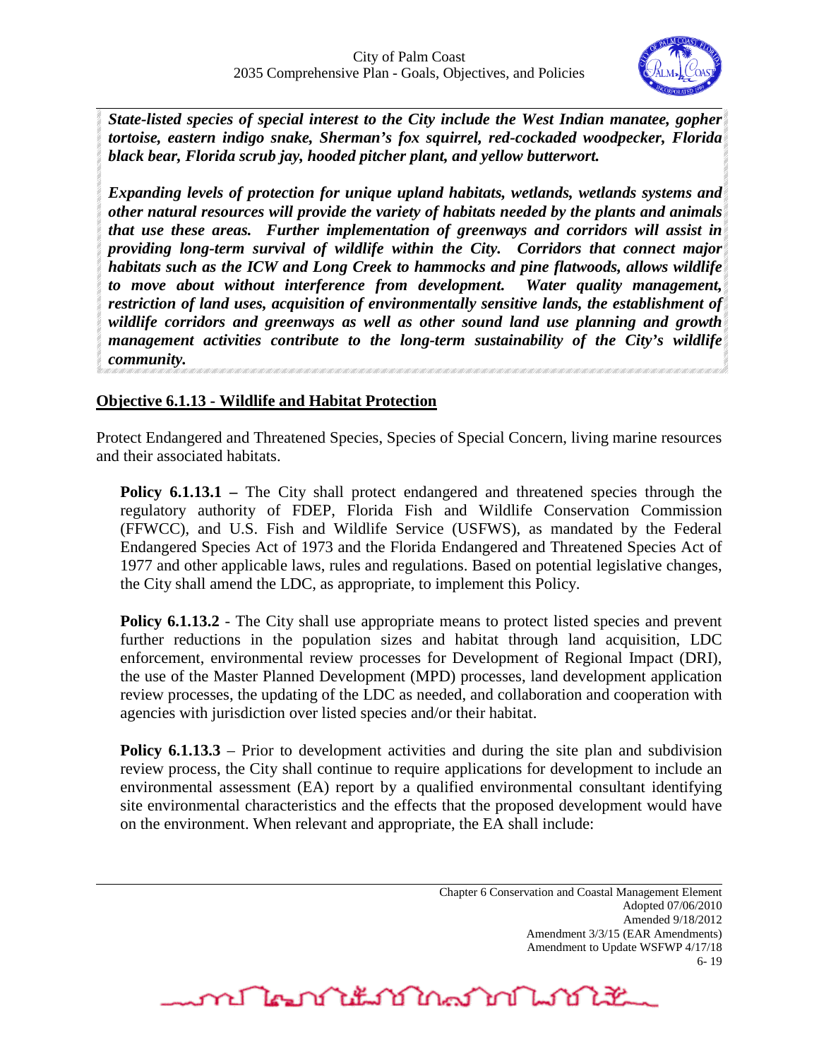***State-listed species of special interest to the City include the West Indian manatee, gopher tortoise, eastern indigo snake, Sherman's fox squirrel, red-cockaded woodpecker, Florida black bear, Florida scrub jay, hooded pitcher plant, and yellow butterwort.***

***Expanding levels of protection for unique upland habitats, wetlands, wetlands systems and other natural resources will provide the variety of habitats needed by the plants and animals that use these areas. Further implementation of greenways and corridors will assist in providing long-term survival of wildlife within the City. Corridors that connect major habitats such as the ICW and Long Creek to hammocks and pine flatwoods, allows wildlife to move about without interference from development. Water quality management, restriction of land uses, acquisition of environmentally sensitive lands, the establishment of wildlife corridors and greenways as well as other sound land use planning and growth management activities contribute to the long-term sustainability of the City's wildlife community.***

## Objective 6.1.13 - Wildlife and Habitat Protection

Protect Endangered and Threatened Species, Species of Special Concern, living marine resources and their associated habitats.

**Policy 6.1.13.1 –** The City shall protect endangered and threatened species through the regulatory authority of FDEP, Florida Fish and Wildlife Conservation Commission (FFWCC), and U.S. Fish and Wildlife Service (USFWS), as mandated by the Federal Endangered Species Act of 1973 and the Florida Endangered and Threatened Species Act of 1977 and other applicable laws, rules and regulations. Based on potential legislative changes, the City shall amend the LDC, as appropriate, to implement this Policy.

**Policy 6.1.13.2** - The City shall use appropriate means to protect listed species and prevent further reductions in the population sizes and habitat through land acquisition, LDC enforcement, environmental review processes for Development of Regional Impact (DRI), the use of the Master Planned Development (MPD) processes, land development application review processes, the updating of the LDC as needed, and collaboration and cooperation with agencies with jurisdiction over listed species and/or their habitat.

**Policy 6.1.13.3** – Prior to development activities and during the site plan and subdivision review process, the City shall continue to require applications for development to include an environmental assessment (EA) report by a qualified environmental consultant identifying site environmental characteristics and the effects that the proposed development would have on the environment. When relevant and appropriate, the EA shall include: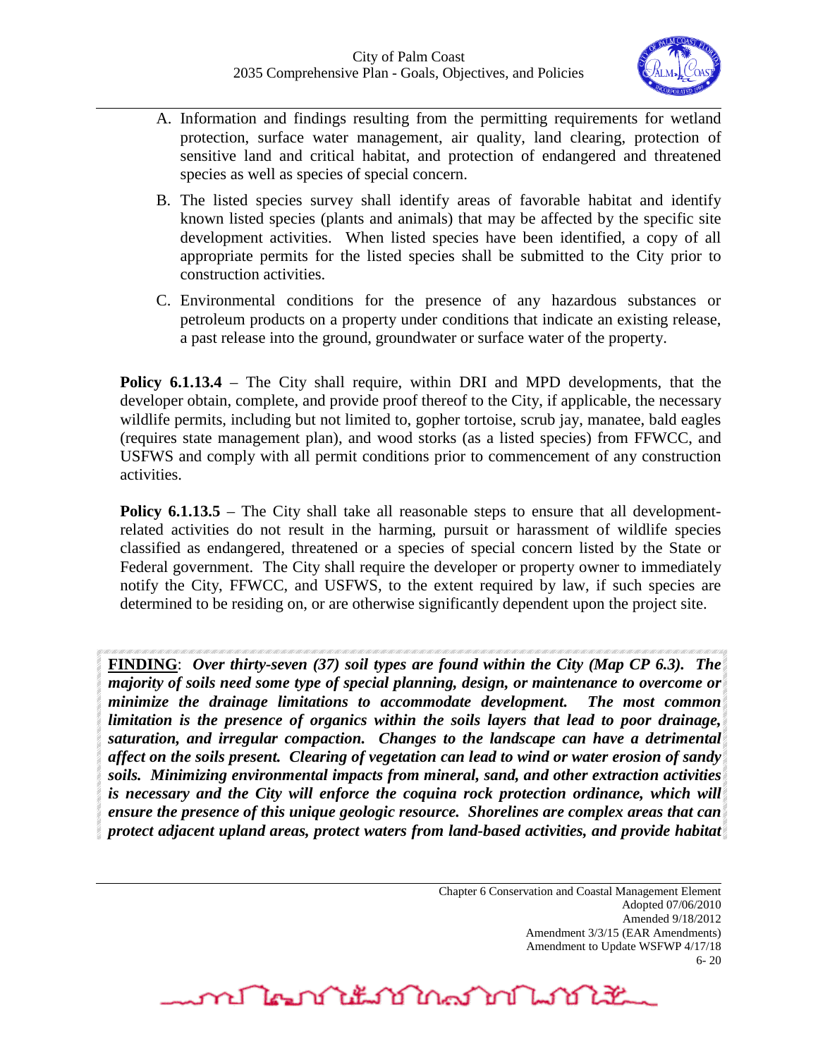A. Information and findings resulting from the permitting requirements for wetland protection, surface water management, air quality, land clearing, protection of sensitive land and critical habitat, and protection of endangered and threatened species as well as species of special concern.

B. The listed species survey shall identify areas of favorable habitat and identify known listed species (plants and animals) that may be affected by the specific site development activities. When listed species have been identified, a copy of all appropriate permits for the listed species shall be submitted to the City prior to construction activities.

C. Environmental conditions for the presence of any hazardous substances or petroleum products on a property under conditions that indicate an existing release, a past release into the ground, groundwater or surface water of the property.

**Policy 6.1.13.4** – The City shall require, within DRI and MPD developments, that the developer obtain, complete, and provide proof thereof to the City, if applicable, the necessary wildlife permits, including but not limited to, gopher tortoise, scrub jay, manatee, bald eagles (requires state management plan), and wood storks (as a listed species) from FFWCC, and USFWS and comply with all permit conditions prior to commencement of any construction activities.

**Policy 6.1.13.5** – The City shall take all reasonable steps to ensure that all development-related activities do not result in the harming, pursuit or harassment of wildlife species classified as endangered, threatened or a species of special concern listed by the State or Federal government. The City shall require the developer or property owner to immediately notify the City, FFWCC, and USFWS, to the extent required by law, if such species are determined to be residing on, or are otherwise significantly dependent upon the project site.

**FINDING**: ***Over thirty-seven (37) soil types are found within the City (Map CP 6.3). The majority of soils need some type of special planning, design, or maintenance to overcome or minimize the drainage limitations to accommodate development. The most common limitation is the presence of organics within the soils layers that lead to poor drainage, saturation, and irregular compaction. Changes to the landscape can have a detrimental affect on the soils present. Clearing of vegetation can lead to wind or water erosion of sandy soils. Minimizing environmental impacts from mineral, sand, and other extraction activities is necessary and the City will enforce the coquina rock protection ordinance, which will ensure the presence of this unique geologic resource. Shorelines are complex areas that can protect adjacent upland areas, protect waters from land-based activities, and provide habitat***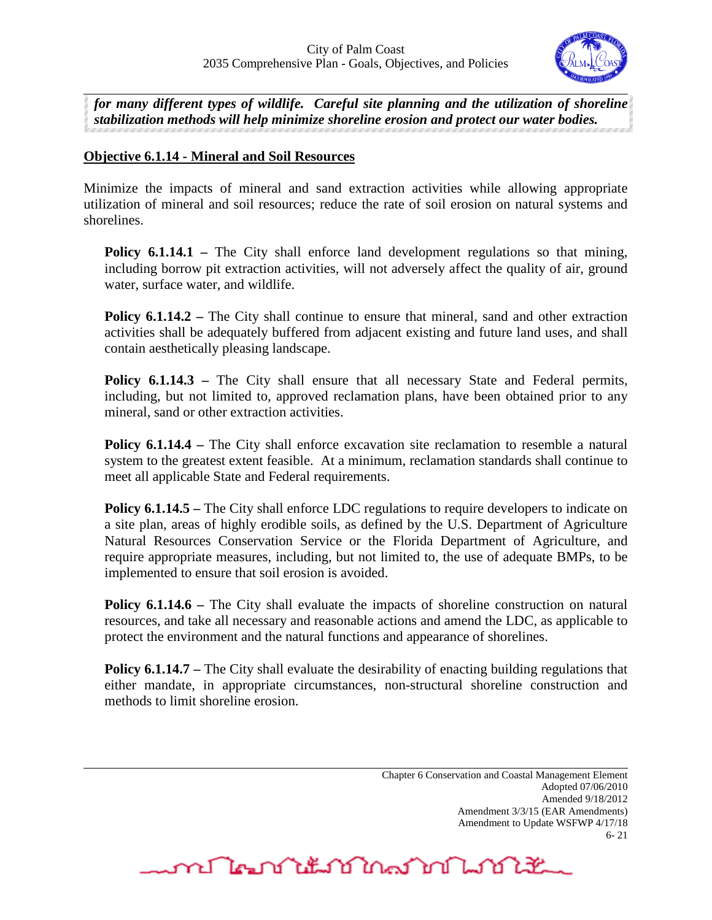***for many different types of wildlife. Careful site planning and the utilization of shoreline stabilization methods will help minimize shoreline erosion and protect our water bodies.***

## Objective 6.1.14 - Mineral and Soil Resources

Minimize the impacts of mineral and sand extraction activities while allowing appropriate utilization of mineral and soil resources; reduce the rate of soil erosion on natural systems and shorelines.

**Policy 6.1.14.1 –** The City shall enforce land development regulations so that mining, including borrow pit extraction activities, will not adversely affect the quality of air, ground water, surface water, and wildlife.

**Policy 6.1.14.2 –** The City shall continue to ensure that mineral, sand and other extraction activities shall be adequately buffered from adjacent existing and future land uses, and shall contain aesthetically pleasing landscape.

**Policy 6.1.14.3 –** The City shall ensure that all necessary State and Federal permits, including, but not limited to, approved reclamation plans, have been obtained prior to any mineral, sand or other extraction activities.

**Policy 6.1.14.4 –** The City shall enforce excavation site reclamation to resemble a natural system to the greatest extent feasible. At a minimum, reclamation standards shall continue to meet all applicable State and Federal requirements.

**Policy 6.1.14.5 –** The City shall enforce LDC regulations to require developers to indicate on a site plan, areas of highly erodible soils, as defined by the U.S. Department of Agriculture Natural Resources Conservation Service or the Florida Department of Agriculture, and require appropriate measures, including, but not limited to, the use of adequate BMPs, to be implemented to ensure that soil erosion is avoided.

**Policy 6.1.14.6 –** The City shall evaluate the impacts of shoreline construction on natural resources, and take all necessary and reasonable actions and amend the LDC, as applicable to protect the environment and the natural functions and appearance of shorelines.

**Policy 6.1.14.7 –** The City shall evaluate the desirability of enacting building regulations that either mandate, in appropriate circumstances, non-structural shoreline construction and methods to limit shoreline erosion.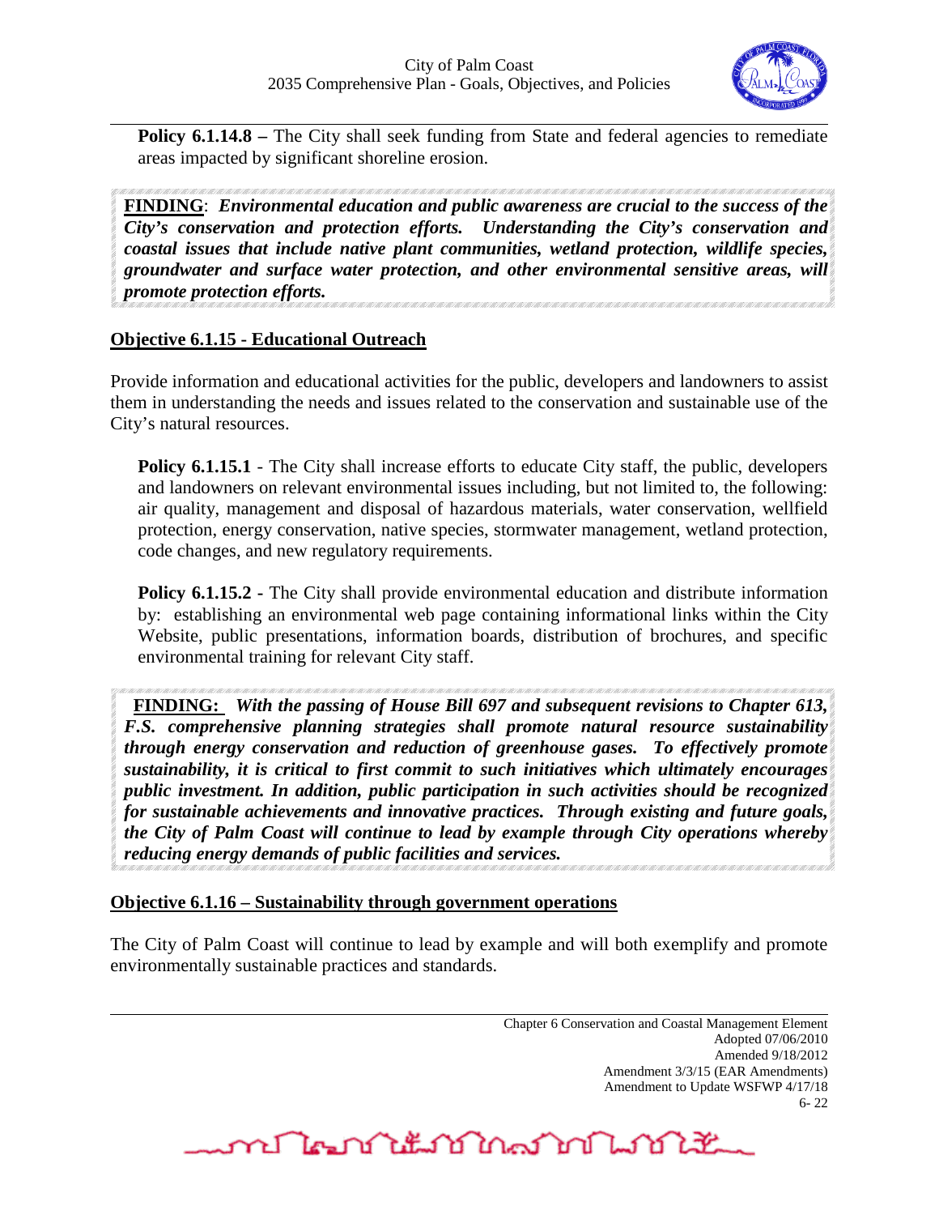**Policy 6.1.14.8 –** The City shall seek funding from State and federal agencies to remediate areas impacted by significant shoreline erosion.

**FINDING**: ***Environmental education and public awareness are crucial to the success of the City's conservation and protection efforts. Understanding the City's conservation and coastal issues that include native plant communities, wetland protection, wildlife species, groundwater and surface water protection, and other environmental sensitive areas, will promote protection efforts.***

**Objective 6.1.15 - Educational Outreach**

Provide information and educational activities for the public, developers and landowners to assist them in understanding the needs and issues related to the conservation and sustainable use of the City's natural resources.

**Policy 6.1.15.1** - The City shall increase efforts to educate City staff, the public, developers and landowners on relevant environmental issues including, but not limited to, the following: air quality, management and disposal of hazardous materials, water conservation, wellfield protection, energy conservation, native species, stormwater management, wetland protection, code changes, and new regulatory requirements.

**Policy 6.1.15.2** - The City shall provide environmental education and distribute information by: establishing an environmental web page containing informational links within the City Website, public presentations, information boards, distribution of brochures, and specific environmental training for relevant City staff.

**FINDING:** ***With the passing of House Bill 697 and subsequent revisions to Chapter 613, F.S. comprehensive planning strategies shall promote natural resource sustainability through energy conservation and reduction of greenhouse gases. To effectively promote sustainability, it is critical to first commit to such initiatives which ultimately encourages public investment. In addition, public participation in such activities should be recognized for sustainable achievements and innovative practices. Through existing and future goals, the City of Palm Coast will continue to lead by example through City operations whereby reducing energy demands of public facilities and services.***

**Objective 6.1.16 – Sustainability through government operations**

The City of Palm Coast will continue to lead by example and will both exemplify and promote environmentally sustainable practices and standards.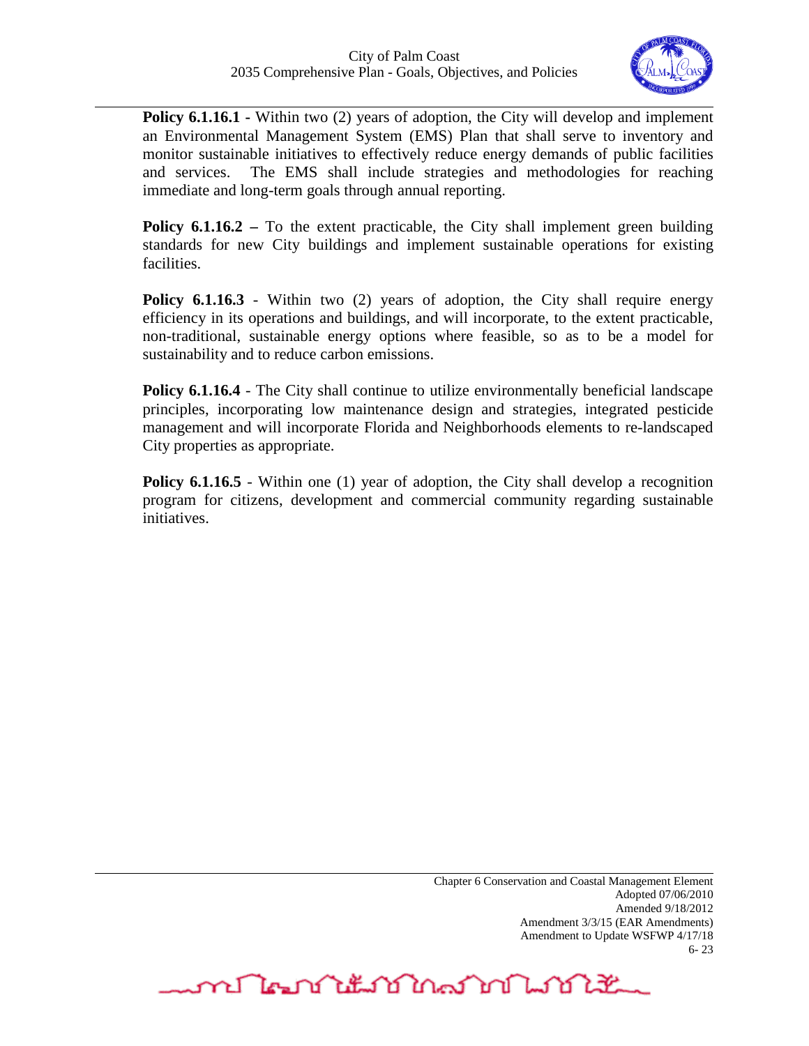**Policy 6.1.16.1 -** Within two (2) years of adoption, the City will develop and implement an Environmental Management System (EMS) Plan that shall serve to inventory and monitor sustainable initiatives to effectively reduce energy demands of public facilities and services. The EMS shall include strategies and methodologies for reaching immediate and long-term goals through annual reporting.

**Policy 6.1.16.2 –** To the extent practicable, the City shall implement green building standards for new City buildings and implement sustainable operations for existing facilities.

**Policy 6.1.16.3** - Within two (2) years of adoption, the City shall require energy efficiency in its operations and buildings, and will incorporate, to the extent practicable, non-traditional, sustainable energy options where feasible, so as to be a model for sustainability and to reduce carbon emissions.

**Policy 6.1.16.4** - The City shall continue to utilize environmentally beneficial landscape principles, incorporating low maintenance design and strategies, integrated pesticide management and will incorporate Florida and Neighborhoods elements to re-landscaped City properties as appropriate.

**Policy 6.1.16.5** - Within one (1) year of adoption, the City shall develop a recognition program for citizens, development and commercial community regarding sustainable initiatives.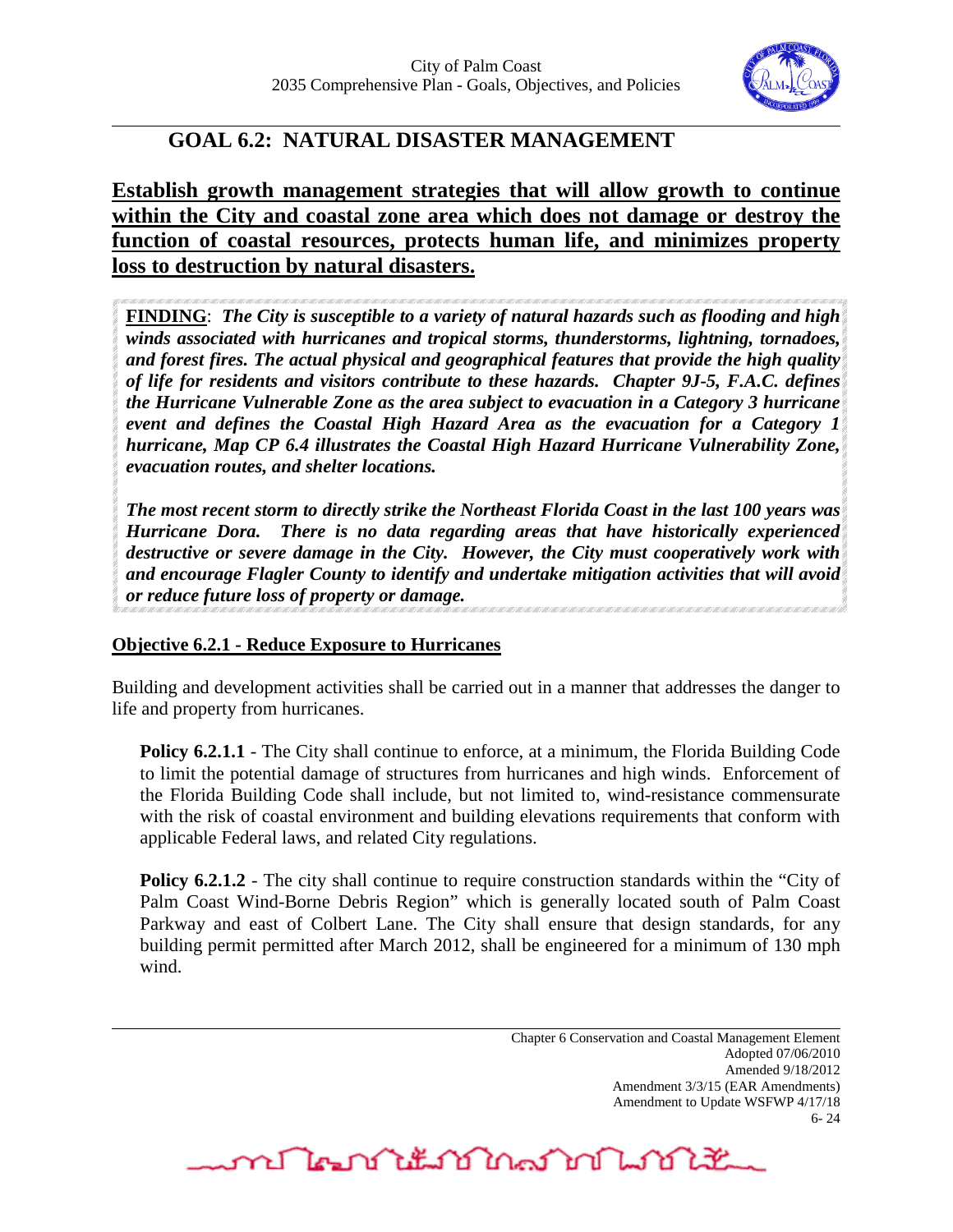# GOAL 6.2: NATURAL DISASTER MANAGEMENT

**Establish growth management strategies that will allow growth to continue within the City and coastal zone area which does not damage or destroy the function of coastal resources, protects human life, and minimizes property loss to destruction by natural disasters.**

**FINDING**: ***The City is susceptible to a variety of natural hazards such as flooding and high winds associated with hurricanes and tropical storms, thunderstorms, lightning, tornadoes, and forest fires. The actual physical and geographical features that provide the high quality of life for residents and visitors contribute to these hazards. Chapter 9J-5, F.A.C. defines the Hurricane Vulnerable Zone as the area subject to evacuation in a Category 3 hurricane event and defines the Coastal High Hazard Area as the evacuation for a Category 1 hurricane, Map CP 6.4 illustrates the Coastal High Hazard Hurricane Vulnerability Zone, evacuation routes, and shelter locations.***

***The most recent storm to directly strike the Northeast Florida Coast in the last 100 years was Hurricane Dora. There is no data regarding areas that have historically experienced destructive or severe damage in the City. However, the City must cooperatively work with and encourage Flagler County to identify and undertake mitigation activities that will avoid or reduce future loss of property or damage.***

## Objective 6.2.1 - Reduce Exposure to Hurricanes

Building and development activities shall be carried out in a manner that addresses the danger to life and property from hurricanes.

**Policy 6.2.1.1** - The City shall continue to enforce, at a minimum, the Florida Building Code to limit the potential damage of structures from hurricanes and high winds. Enforcement of the Florida Building Code shall include, but not limited to, wind-resistance commensurate with the risk of coastal environment and building elevations requirements that conform with applicable Federal laws, and related City regulations.

**Policy 6.2.1.2** - The city shall continue to require construction standards within the "City of Palm Coast Wind-Borne Debris Region" which is generally located south of Palm Coast Parkway and east of Colbert Lane. The City shall ensure that design standards, for any building permit permitted after March 2012, shall be engineered for a minimum of 130 mph wind.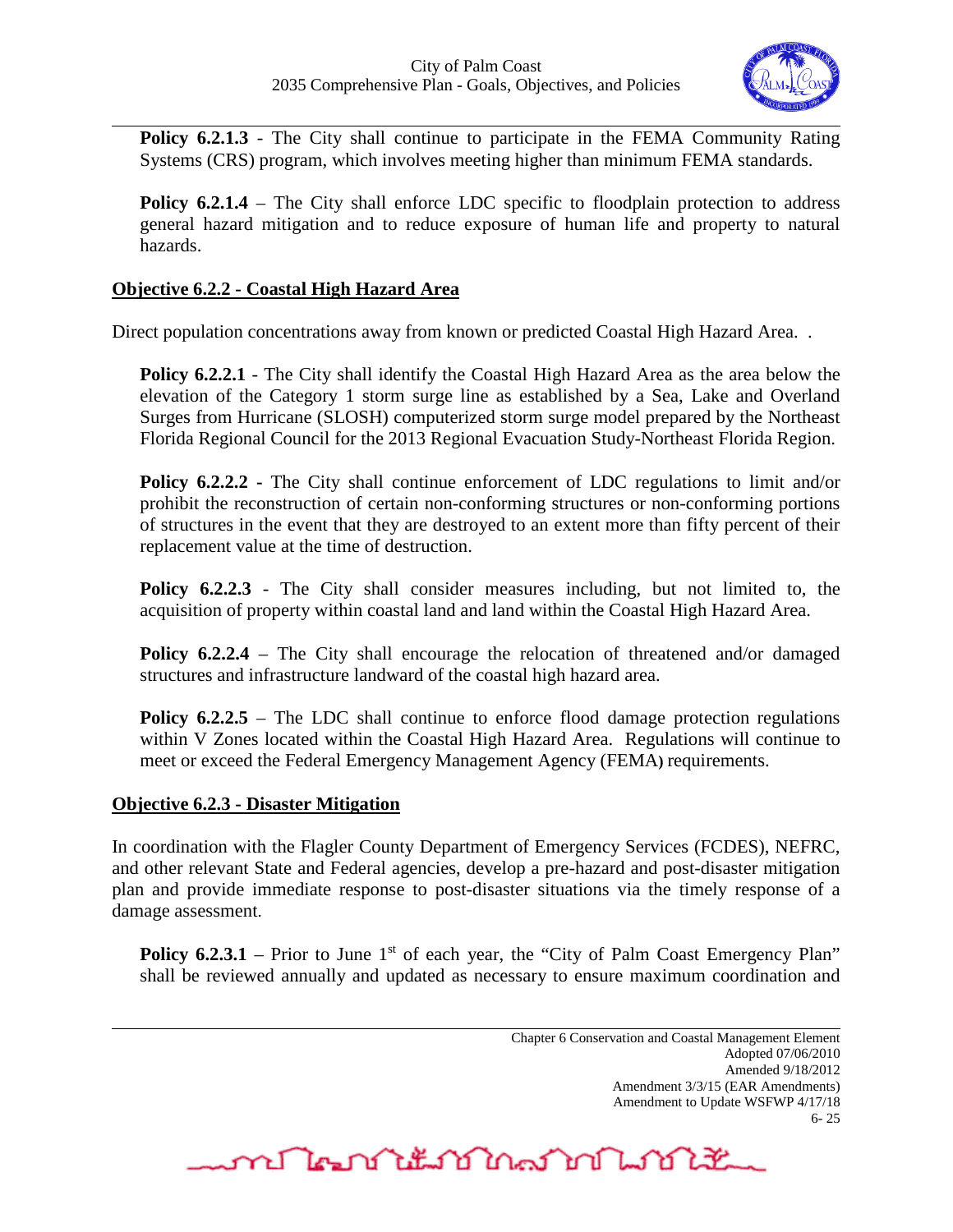**Policy 6.2.1.3** - The City shall continue to participate in the FEMA Community Rating Systems (CRS) program, which involves meeting higher than minimum FEMA standards.

**Policy 6.2.1.4** – The City shall enforce LDC specific to floodplain protection to address general hazard mitigation and to reduce exposure of human life and property to natural hazards.

## Objective 6.2.2 - Coastal High Hazard Area

Direct population concentrations away from known or predicted Coastal High Hazard Area. .

**Policy 6.2.2.1** - The City shall identify the Coastal High Hazard Area as the area below the elevation of the Category 1 storm surge line as established by a Sea, Lake and Overland Surges from Hurricane (SLOSH) computerized storm surge model prepared by the Northeast Florida Regional Council for the 2013 Regional Evacuation Study-Northeast Florida Region.

**Policy 6.2.2.2 -** The City shall continue enforcement of LDC regulations to limit and/or prohibit the reconstruction of certain non-conforming structures or non-conforming portions of structures in the event that they are destroyed to an extent more than fifty percent of their replacement value at the time of destruction.

**Policy 6.2.2.3** - The City shall consider measures including, but not limited to, the acquisition of property within coastal land and land within the Coastal High Hazard Area.

**Policy 6.2.2.4** – The City shall encourage the relocation of threatened and/or damaged structures and infrastructure landward of the coastal high hazard area.

**Policy 6.2.2.5** – The LDC shall continue to enforce flood damage protection regulations within V Zones located within the Coastal High Hazard Area. Regulations will continue to meet or exceed the Federal Emergency Management Agency (FEMA) requirements.

## Objective 6.2.3 - Disaster Mitigation

In coordination with the Flagler County Department of Emergency Services (FCDES), NEFRC, and other relevant State and Federal agencies, develop a pre-hazard and post-disaster mitigation plan and provide immediate response to post-disaster situations via the timely response of a damage assessment.

**Policy 6.2.3.1** – Prior to June 1st of each year, the "City of Palm Coast Emergency Plan" shall be reviewed annually and updated as necessary to ensure maximum coordination and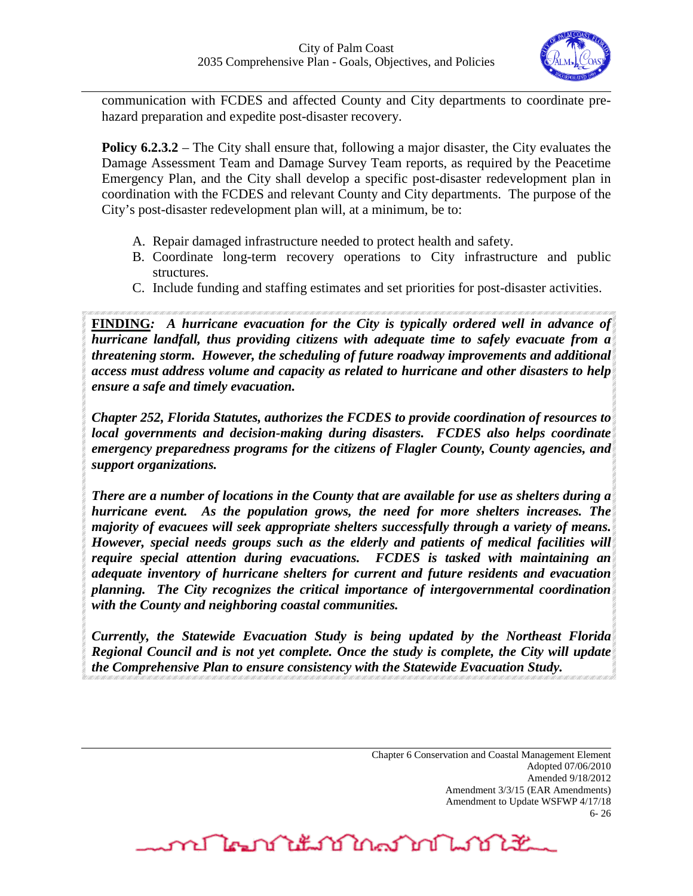communication with FCDES and affected County and City departments to coordinate pre-hazard preparation and expedite post-disaster recovery.

**Policy 6.2.3.2** – The City shall ensure that, following a major disaster, the City evaluates the Damage Assessment Team and Damage Survey Team reports, as required by the Peacetime Emergency Plan, and the City shall develop a specific post-disaster redevelopment plan in coordination with the FCDES and relevant County and City departments. The purpose of the City's post-disaster redevelopment plan will, at a minimum, be to:

A. Repair damaged infrastructure needed to protect health and safety.
B. Coordinate long-term recovery operations to City infrastructure and public structures.
C. Include funding and staffing estimates and set priorities for post-disaster activities.

***FINDING**: A hurricane evacuation for the City is typically ordered well in advance of hurricane landfall, thus providing citizens with adequate time to safely evacuate from a threatening storm. However, the scheduling of future roadway improvements and additional access must address volume and capacity as related to hurricane and other disasters to help ensure a safe and timely evacuation.*

***Chapter 252, Florida Statutes, authorizes the FCDES to provide coordination of resources to local governments and decision-making during disasters. FCDES also helps coordinate emergency preparedness programs for the citizens of Flagler County, County agencies, and support organizations.***

***There are a number of locations in the County that are available for use as shelters during a hurricane event. As the population grows, the need for more shelters increases. The majority of evacuees will seek appropriate shelters successfully through a variety of means. However, special needs groups such as the elderly and patients of medical facilities will require special attention during evacuations. FCDES is tasked with maintaining an adequate inventory of hurricane shelters for current and future residents and evacuation planning. The City recognizes the critical importance of intergovernmental coordination with the County and neighboring coastal communities.***

***Currently, the Statewide Evacuation Study is being updated by the Northeast Florida Regional Council and is not yet complete. Once the study is complete, the City will update the Comprehensive Plan to ensure consistency with the Statewide Evacuation Study.***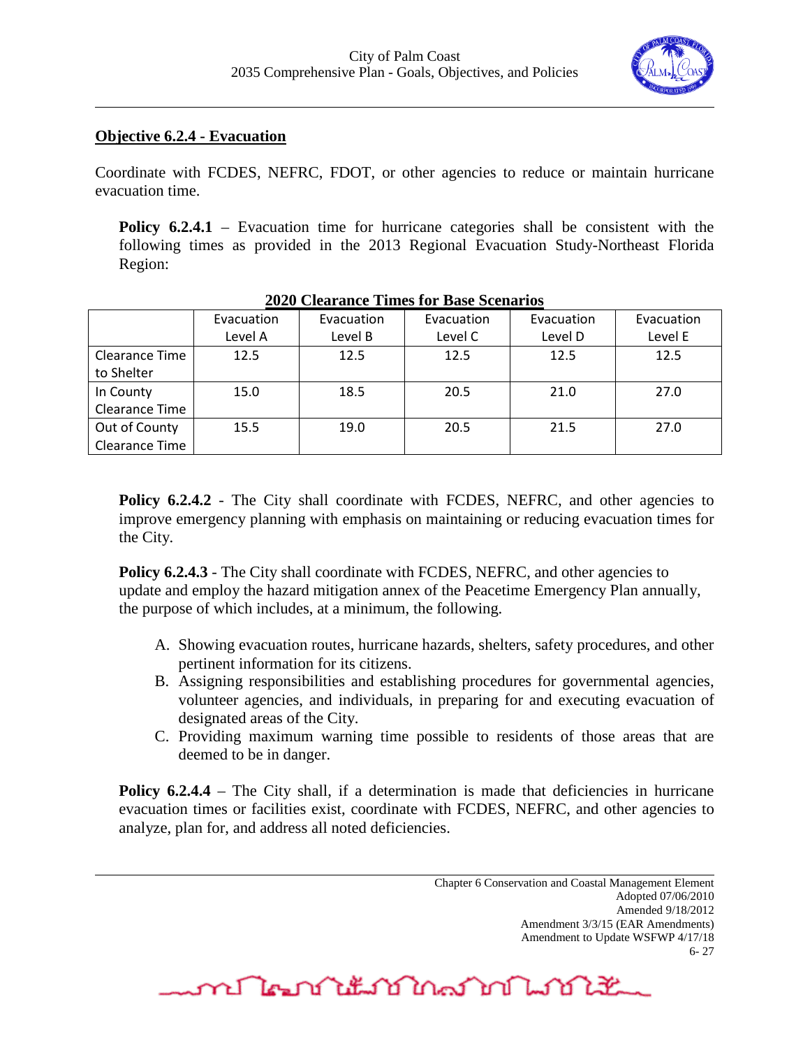**Objective 6.2.4 - Evacuation**

Coordinate with FCDES, NEFRC, FDOT, or other agencies to reduce or maintain hurricane evacuation time.

**Policy 6.2.4.1** – Evacuation time for hurricane categories shall be consistent with the following times as provided in the 2013 Regional Evacuation Study-Northeast Florida Region:

**2020 Clearance Times for Base Scenarios**

| | Evacuation Level A | Evacuation Level B | Evacuation Level C | Evacuation Level D | Evacuation Level E |
|---|---|---|---|---|---|
| Clearance Time to Shelter | 12.5 | 12.5 | 12.5 | 12.5 | 12.5 |
| In County Clearance Time | 15.0 | 18.5 | 20.5 | 21.0 | 27.0 |
| Out of County Clearance Time | 15.5 | 19.0 | 20.5 | 21.5 | 27.0 |

**Policy 6.2.4.2** - The City shall coordinate with FCDES, NEFRC, and other agencies to improve emergency planning with emphasis on maintaining or reducing evacuation times for the City.

**Policy 6.2.4.3** - The City shall coordinate with FCDES, NEFRC, and other agencies to update and employ the hazard mitigation annex of the Peacetime Emergency Plan annually, the purpose of which includes, at a minimum, the following.

A. Showing evacuation routes, hurricane hazards, shelters, safety procedures, and other pertinent information for its citizens.
B. Assigning responsibilities and establishing procedures for governmental agencies, volunteer agencies, and individuals, in preparing for and executing evacuation of designated areas of the City.
C. Providing maximum warning time possible to residents of those areas that are deemed to be in danger.

**Policy 6.2.4.4** – The City shall, if a determination is made that deficiencies in hurricane evacuation times or facilities exist, coordinate with FCDES, NEFRC, and other agencies to analyze, plan for, and address all noted deficiencies.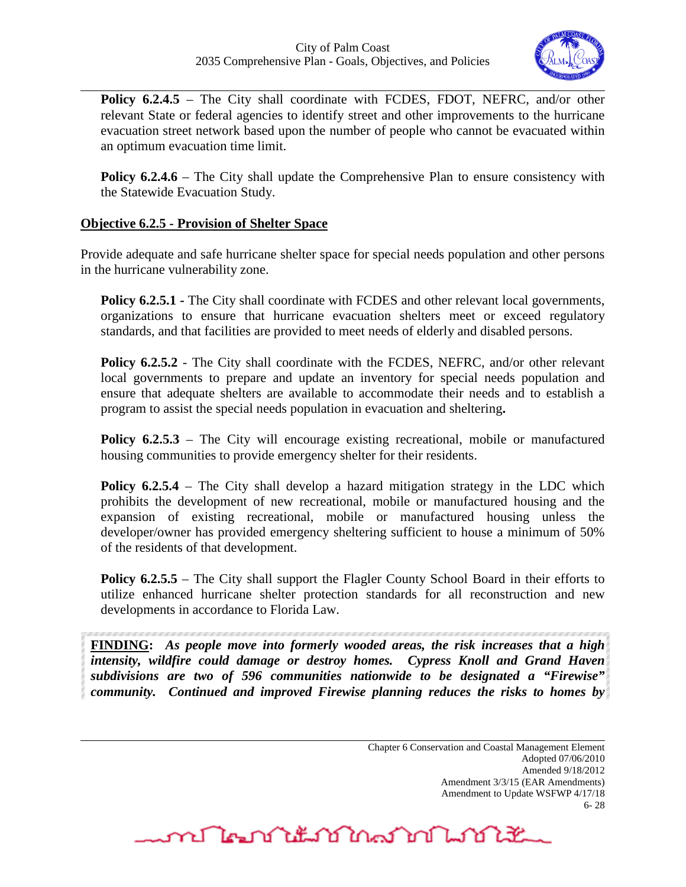**Policy 6.2.4.5** – The City shall coordinate with FCDES, FDOT, NEFRC, and/or other relevant State or federal agencies to identify street and other improvements to the hurricane evacuation street network based upon the number of people who cannot be evacuated within an optimum evacuation time limit.

**Policy 6.2.4.6** – The City shall update the Comprehensive Plan to ensure consistency with the Statewide Evacuation Study.

**Objective 6.2.5 - Provision of Shelter Space**

Provide adequate and safe hurricane shelter space for special needs population and other persons in the hurricane vulnerability zone.

**Policy 6.2.5.1 -** The City shall coordinate with FCDES and other relevant local governments, organizations to ensure that hurricane evacuation shelters meet or exceed regulatory standards, and that facilities are provided to meet needs of elderly and disabled persons.

**Policy 6.2.5.2** - The City shall coordinate with the FCDES, NEFRC, and/or other relevant local governments to prepare and update an inventory for special needs population and ensure that adequate shelters are available to accommodate their needs and to establish a program to assist the special needs population in evacuation and sheltering**.**

**Policy 6.2.5.3** – The City will encourage existing recreational, mobile or manufactured housing communities to provide emergency shelter for their residents.

**Policy 6.2.5.4** – The City shall develop a hazard mitigation strategy in the LDC which prohibits the development of new recreational, mobile or manufactured housing and the expansion of existing recreational, mobile or manufactured housing unless the developer/owner has provided emergency sheltering sufficient to house a minimum of 50% of the residents of that development.

**Policy 6.2.5.5** – The City shall support the Flagler County School Board in their efforts to utilize enhanced hurricane shelter protection standards for all reconstruction and new developments in accordance to Florida Law.

**FINDING:** ***As people move into formerly wooded areas, the risk increases that a high intensity, wildfire could damage or destroy homes. Cypress Knoll and Grand Haven subdivisions are two of 596 communities nationwide to be designated a "Firewise" community. Continued and improved Firewise planning reduces the risks to homes by***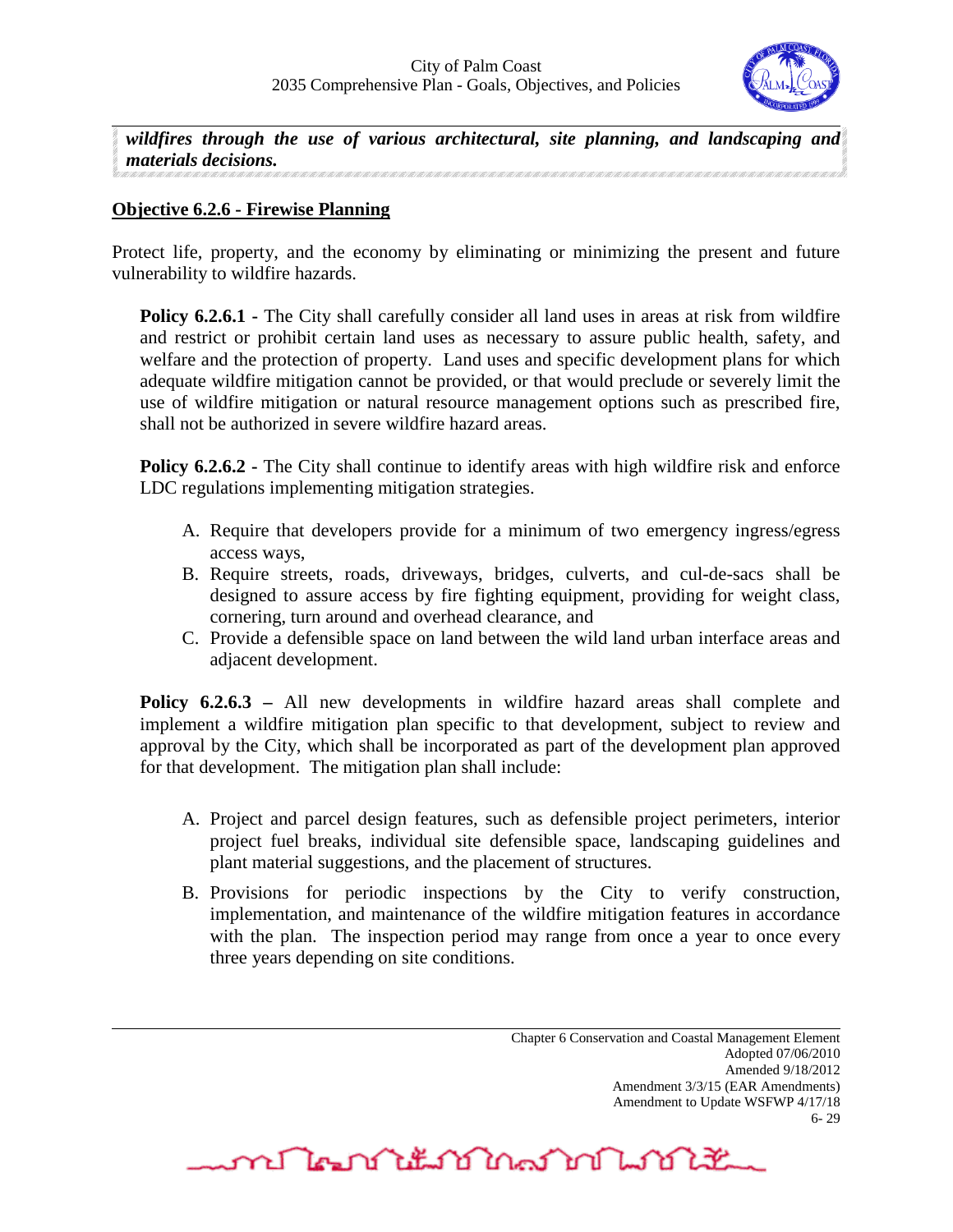***wildfires through the use of various architectural, site planning, and landscaping and materials decisions.***

**Objective 6.2.6 - Firewise Planning**

Protect life, property, and the economy by eliminating or minimizing the present and future vulnerability to wildfire hazards.

**Policy 6.2.6.1 -** The City shall carefully consider all land uses in areas at risk from wildfire and restrict or prohibit certain land uses as necessary to assure public health, safety, and welfare and the protection of property. Land uses and specific development plans for which adequate wildfire mitigation cannot be provided, or that would preclude or severely limit the use of wildfire mitigation or natural resource management options such as prescribed fire, shall not be authorized in severe wildfire hazard areas.

**Policy 6.2.6.2 -** The City shall continue to identify areas with high wildfire risk and enforce LDC regulations implementing mitigation strategies.

A. Require that developers provide for a minimum of two emergency ingress/egress access ways,
B. Require streets, roads, driveways, bridges, culverts, and cul-de-sacs shall be designed to assure access by fire fighting equipment, providing for weight class, cornering, turn around and overhead clearance, and
C. Provide a defensible space on land between the wild land urban interface areas and adjacent development.

**Policy 6.2.6.3 –** All new developments in wildfire hazard areas shall complete and implement a wildfire mitigation plan specific to that development, subject to review and approval by the City, which shall be incorporated as part of the development plan approved for that development. The mitigation plan shall include:

A. Project and parcel design features, such as defensible project perimeters, interior project fuel breaks, individual site defensible space, landscaping guidelines and plant material suggestions, and the placement of structures.

B. Provisions for periodic inspections by the City to verify construction, implementation, and maintenance of the wildfire mitigation features in accordance with the plan. The inspection period may range from once a year to once every three years depending on site conditions.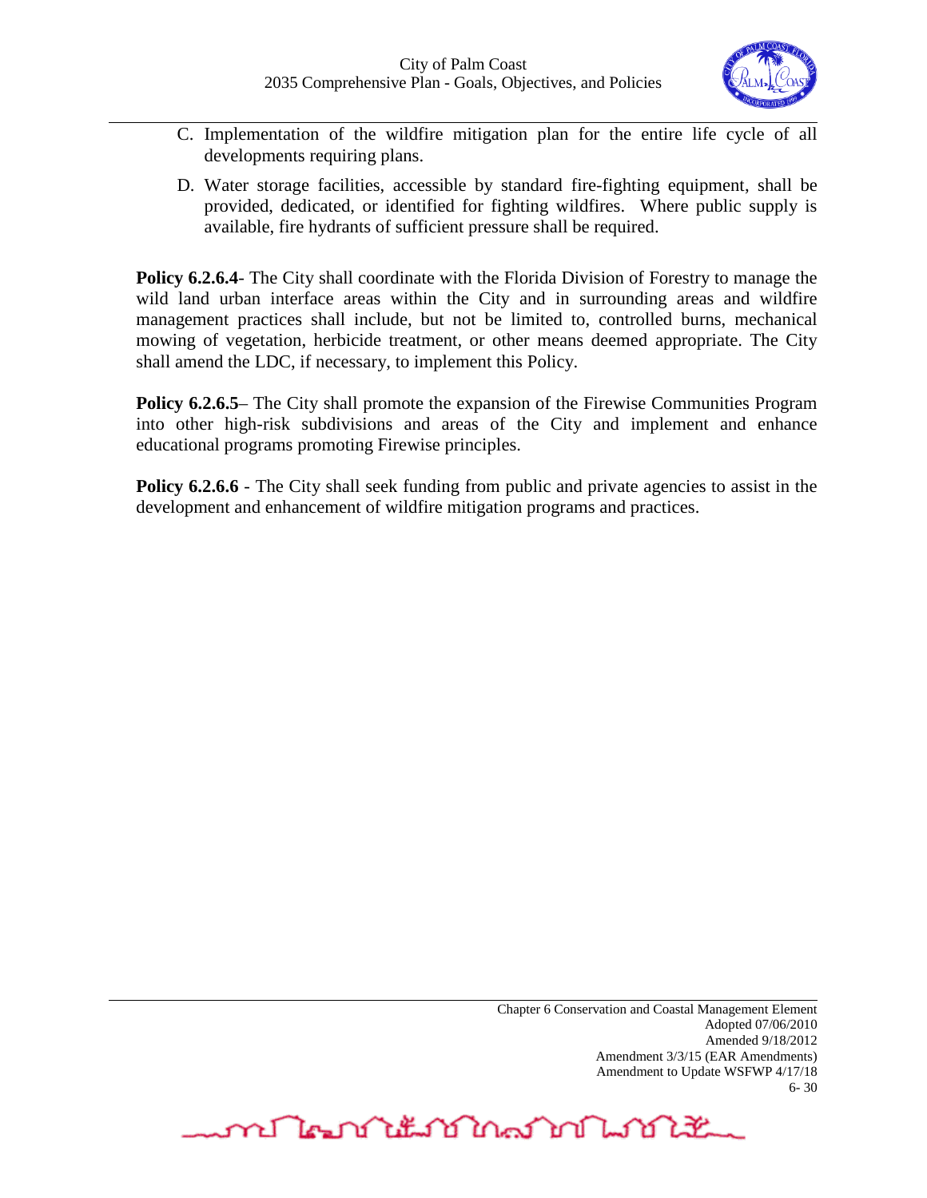C. Implementation of the wildfire mitigation plan for the entire life cycle of all developments requiring plans.

D. Water storage facilities, accessible by standard fire-fighting equipment, shall be provided, dedicated, or identified for fighting wildfires. Where public supply is available, fire hydrants of sufficient pressure shall be required.

**Policy 6.2.6.4**- The City shall coordinate with the Florida Division of Forestry to manage the wild land urban interface areas within the City and in surrounding areas and wildfire management practices shall include, but not be limited to, controlled burns, mechanical mowing of vegetation, herbicide treatment, or other means deemed appropriate. The City shall amend the LDC, if necessary, to implement this Policy.

**Policy 6.2.6.5**– The City shall promote the expansion of the Firewise Communities Program into other high-risk subdivisions and areas of the City and implement and enhance educational programs promoting Firewise principles.

**Policy 6.2.6.6** - The City shall seek funding from public and private agencies to assist in the development and enhancement of wildfire mitigation programs and practices.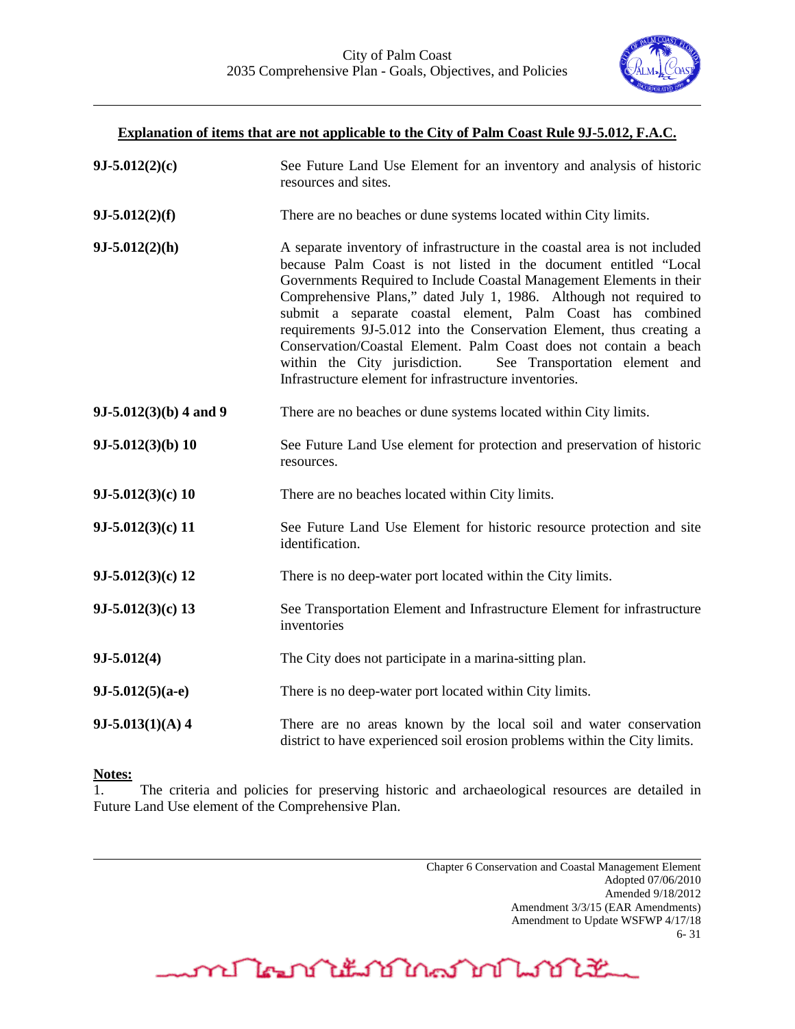**Explanation of items that are not applicable to the City of Palm Coast Rule 9J-5.012, F.A.C.**

| | |
|---|---|
| **9J-5.012(2)(c)** | See Future Land Use Element for an inventory and analysis of historic resources and sites. |
| **9J-5.012(2)(f)** | There are no beaches or dune systems located within City limits. |
| **9J-5.012(2)(h)** | A separate inventory of infrastructure in the coastal area is not included because Palm Coast is not listed in the document entitled "Local Governments Required to Include Coastal Management Elements in their Comprehensive Plans," dated July 1, 1986. Although not required to submit a separate coastal element, Palm Coast has combined requirements 9J-5.012 into the Conservation Element, thus creating a Conservation/Coastal Element. Palm Coast does not contain a beach within the City jurisdiction. See Transportation element and Infrastructure element for infrastructure inventories. |
| **9J-5.012(3)(b) 4 and 9** | There are no beaches or dune systems located within City limits. |
| **9J-5.012(3)(b) 10** | See Future Land Use element for protection and preservation of historic resources. |
| **9J-5.012(3)(c) 10** | There are no beaches located within City limits. |
| **9J-5.012(3)(c) 11** | See Future Land Use Element for historic resource protection and site identification. |
| **9J-5.012(3)(c) 12** | There is no deep-water port located within the City limits. |
| **9J-5.012(3)(c) 13** | See Transportation Element and Infrastructure Element for infrastructure inventories |
| **9J-5.012(4)** | The City does not participate in a marina-sitting plan. |
| **9J-5.012(5)(a-e)** | There is no deep-water port located within City limits. |
| **9J-5.013(1)(A) 4** | There are no areas known by the local soil and water conservation district to have experienced soil erosion problems within the City limits. |

**Notes:**

1. The criteria and policies for preserving historic and archaeological resources are detailed in Future Land Use element of the Comprehensive Plan.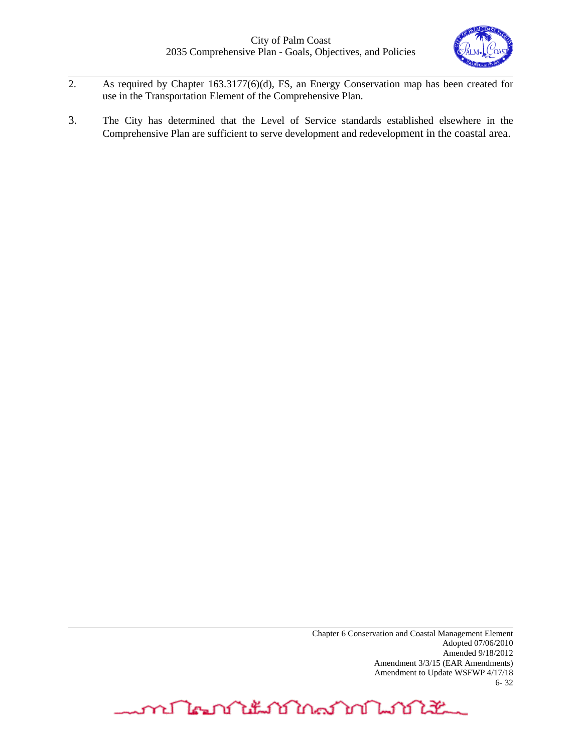2. As required by Chapter 163.3177(6)(d), FS, an Energy Conservation map has been created for use in the Transportation Element of the Comprehensive Plan.

3. The City has determined that the Level of Service standards established elsewhere in the Comprehensive Plan are sufficient to serve development and redevelopment in the coastal area.